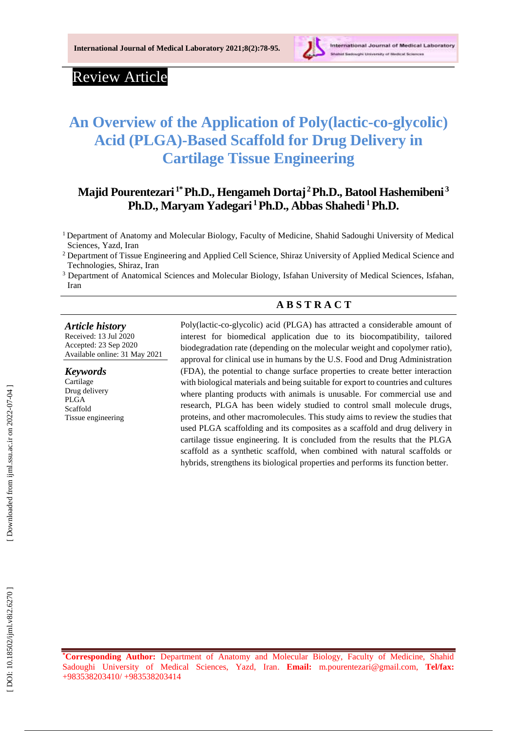Review Article

# An Overview of the Application of Poly(lactic-co-glycolic) Acid (PLGA)-Based Scaffold for Drug Delivery in Cartilage Tissue Engineering

**Majid Pourentezari [1*] Ph.D., Hengameh Dortaj [2] Ph.D., Batool Hashemibeni [3] Ph.D., Maryam Yadegari [1] Ph.D., Abbas Shahedi [1] Ph.D.**

[1] Department of Anatomy and Molecular Biology, Faculty of Medicine, Shahid Sadoughi University of Medical Sciences, Yazd, Iran

[2] Department of Tissue Engineering and Applied Cell Science, Shiraz University of Applied Medical Science and Technologies, Shiraz, Iran

[3] Department of Anatomical Sciences and Molecular Biology, Isfahan University of Medical Sciences, Isfahan, Iran

## ABSTRACT

***Article history***
Received: 13 Jul 2020
Accepted: 23 Sep 2020
Available online: 31 May 2021

***Keywords***
Cartilage
Drug delivery
PLGA
Scaffold
Tissue engineering

Poly(lactic-co-glycolic) acid (PLGA) has attracted a considerable amount of interest for biomedical application due to its biocompatibility, tailored biodegradation rate (depending on the molecular weight and copolymer ratio), approval for clinical use in humans by the U.S. Food and Drug Administration (FDA), the potential to change surface properties to create better interaction with biological materials and being suitable for export to countries and cultures where planting products with animals is unusable. For commercial use and research, PLGA has been widely studied to control small molecule drugs, proteins, and other macromolecules. This study aims to review the studies that used PLGA scaffolding and its composites as a scaffold and drug delivery in cartilage tissue engineering. It is concluded from the results that the PLGA scaffold as a synthetic scaffold, when combined with natural scaffolds or hybrids, strengthens its biological properties and performs its function better.

[*] **Corresponding Author:** Department of Anatomy and Molecular Biology, Faculty of Medicine, Shahid Sadoughi University of Medical Sciences, Yazd, Iran. **Email:** m.pourentezari@gmail.com, **Tel/fax:** +983538203410/ +983538203414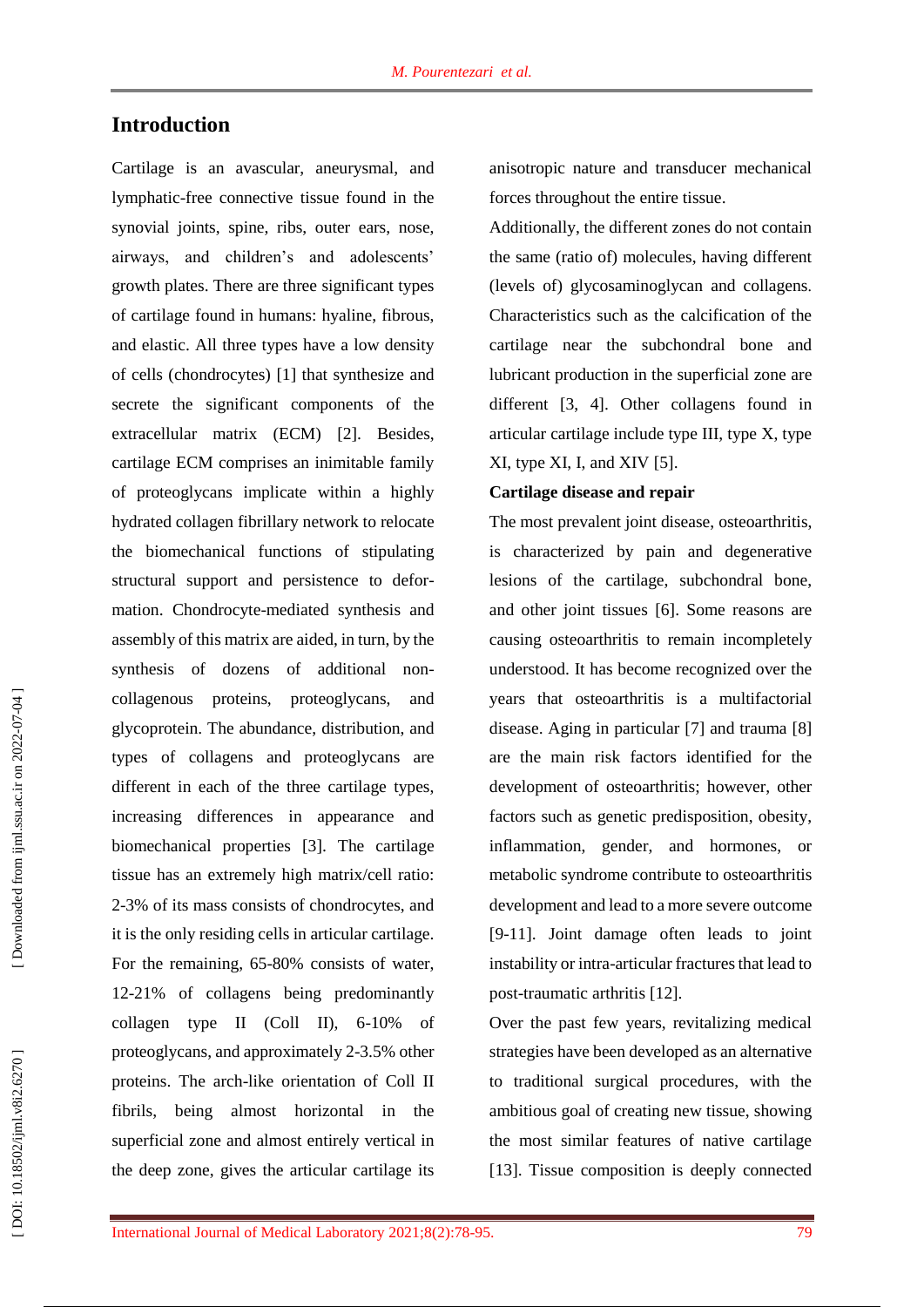## Introduction

Cartilage is an avascular, aneurysmal, and lymphatic-free connective tissue found in the synovial joints, spine, ribs, outer ears, nose, airways, and children's and adolescents' growth plates. There are three significant types of cartilage found in humans: hyaline, fibrous, and elastic. All three types have a low density of cells (chondrocytes) [1] that synthesize and secrete the significant components of the extracellular matrix (ECM) [2]. Besides, cartilage ECM comprises an inimitable family of proteoglycans implicate within a highly hydrated collagen fibrillary network to relocate the biomechanical functions of stipulating structural support and persistence to deformation. Chondrocyte-mediated synthesis and assembly of this matrix are aided, in turn, by the synthesis of dozens of additional non-collagenous proteins, proteoglycans, and glycoprotein. The abundance, distribution, and types of collagens and proteoglycans are different in each of the three cartilage types, increasing differences in appearance and biomechanical properties [3]. The cartilage tissue has an extremely high matrix/cell ratio: 2-3% of its mass consists of chondrocytes, and it is the only residing cells in articular cartilage. For the remaining, 65-80% consists of water, 12-21% of collagens being predominantly collagen type II (Coll II), 6-10% of proteoglycans, and approximately 2-3.5% other proteins. The arch-like orientation of Coll II fibrils, being almost horizontal in the superficial zone and almost entirely vertical in the deep zone, gives the articular cartilage its anisotropic nature and transducer mechanical forces throughout the entire tissue.

Additionally, the different zones do not contain the same (ratio of) molecules, having different (levels of) glycosaminoglycan and collagens. Characteristics such as the calcification of the cartilage near the subchondral bone and lubricant production in the superficial zone are different [3, 4]. Other collagens found in articular cartilage include type III, type X, type XI, type XI, I, and XIV [5].

**Cartilage disease and repair**

The most prevalent joint disease, osteoarthritis, is characterized by pain and degenerative lesions of the cartilage, subchondral bone, and other joint tissues [6]. Some reasons are causing osteoarthritis to remain incompletely understood. It has become recognized over the years that osteoarthritis is a multifactorial disease. Aging in particular [7] and trauma [8] are the main risk factors identified for the development of osteoarthritis; however, other factors such as genetic predisposition, obesity, inflammation, gender, and hormones, or metabolic syndrome contribute to osteoarthritis development and lead to a more severe outcome [9-11]. Joint damage often leads to joint instability or intra-articular fractures that lead to post-traumatic arthritis [12].

Over the past few years, revitalizing medical strategies have been developed as an alternative to traditional surgical procedures, with the ambitious goal of creating new tissue, showing the most similar features of native cartilage [13]. Tissue composition is deeply connected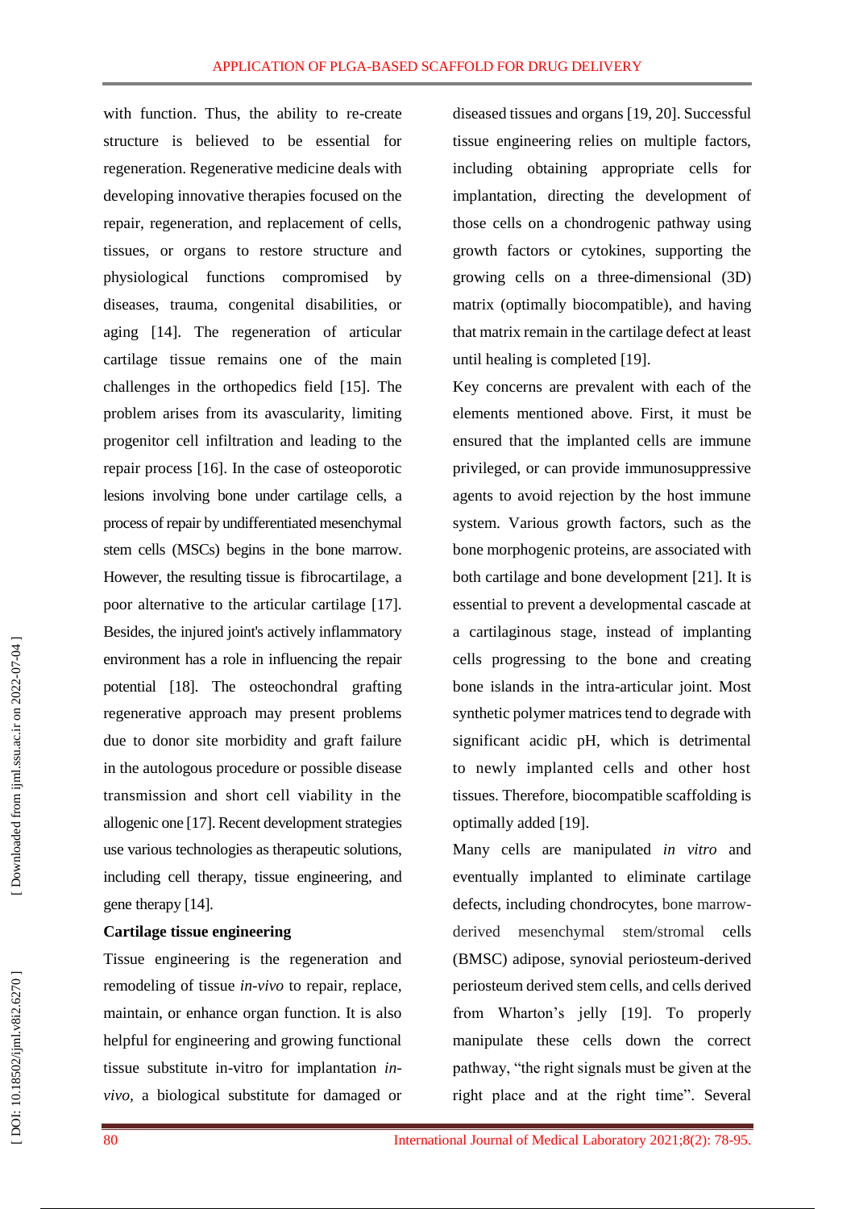with function. Thus, the ability to re-create structure is believed to be essential for regeneration. Regenerative medicine deals with developing innovative therapies focused on the repair, regeneration, and replacement of cells, tissues, or organs to restore structure and physiological functions compromised by diseases, trauma, congenital disabilities, or aging [14]. The regeneration of articular cartilage tissue remains one of the main challenges in the orthopedics field [15]. The problem arises from its avascularity, limiting progenitor cell infiltration and leading to the repair process [16]. In the case of osteoporotic lesions involving bone under cartilage cells, a process of repair by undifferentiated mesenchymal stem cells (MSCs) begins in the bone marrow. However, the resulting tissue is fibrocartilage, a poor alternative to the articular cartilage [17]. Besides, the injured joint's actively inflammatory environment has a role in influencing the repair potential [18]. The osteochondral grafting regenerative approach may present problems due to donor site morbidity and graft failure in the autologous procedure or possible disease transmission and short cell viability in the allogenic one [17]. Recent development strategies use various technologies as therapeutic solutions, including cell therapy, tissue engineering, and gene therapy [14].

**Cartilage tissue engineering**

Tissue engineering is the regeneration and remodeling of tissue *in-vivo* to repair, replace, maintain, or enhance organ function. It is also helpful for engineering and growing functional tissue substitute in-vitro for implantation *in-vivo*, a biological substitute for damaged or diseased tissues and organs [19, 20]. Successful tissue engineering relies on multiple factors, including obtaining appropriate cells for implantation, directing the development of those cells on a chondrogenic pathway using growth factors or cytokines, supporting the growing cells on a three-dimensional (3D) matrix (optimally biocompatible), and having that matrix remain in the cartilage defect at least until healing is completed [19].

Key concerns are prevalent with each of the elements mentioned above. First, it must be ensured that the implanted cells are immune privileged, or can provide immunosuppressive agents to avoid rejection by the host immune system. Various growth factors, such as the bone morphogenic proteins, are associated with both cartilage and bone development [21]. It is essential to prevent a developmental cascade at a cartilaginous stage, instead of implanting cells progressing to the bone and creating bone islands in the intra-articular joint. Most synthetic polymer matrices tend to degrade with significant acidic pH, which is detrimental to newly implanted cells and other host tissues. Therefore, biocompatible scaffolding is optimally added [19].

Many cells are manipulated *in vitro* and eventually implanted to eliminate cartilage defects, including chondrocytes, bone marrow-derived mesenchymal stem/stromal cells (BMSC) adipose, synovial periosteum-derived periosteum derived stem cells, and cells derived from Wharton's jelly [19]. To properly manipulate these cells down the correct pathway, "the right signals must be given at the right place and at the right time". Several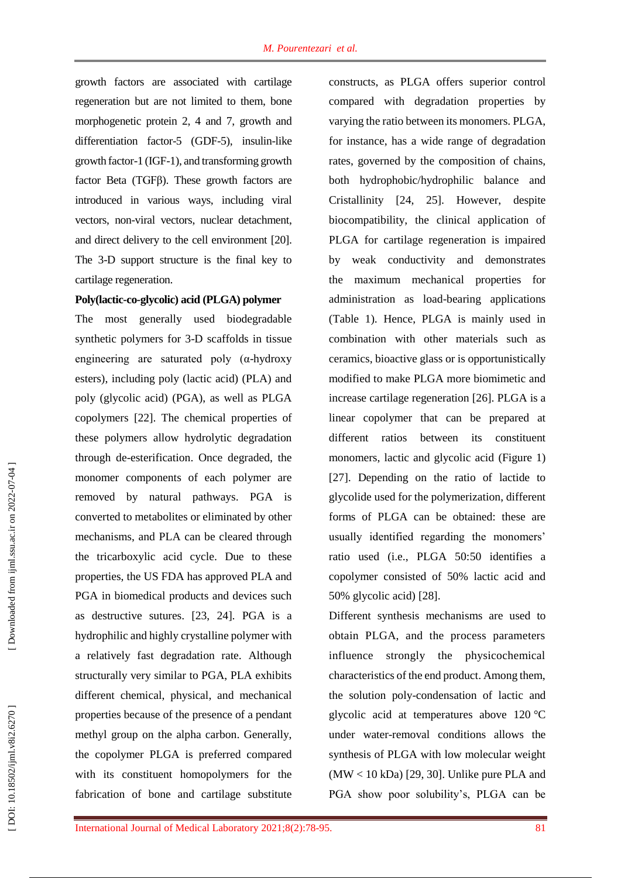growth factors are associated with cartilage regeneration but are not limited to them, bone morphogenetic protein 2, 4 and 7, growth and differentiation factor-5 (GDF-5), insulin-like growth factor-1 (IGF-1), and transforming growth factor Beta (TGFβ). These growth factors are introduced in various ways, including viral vectors, non-viral vectors, nuclear detachment, and direct delivery to the cell environment [20]. The 3-D support structure is the final key to cartilage regeneration.

**Poly(lactic-co-glycolic) acid (PLGA) polymer**

The most generally used biodegradable synthetic polymers for 3-D scaffolds in tissue engineering are saturated poly (α-hydroxy esters), including poly (lactic acid) (PLA) and poly (glycolic acid) (PGA), as well as PLGA copolymers [22]. The chemical properties of these polymers allow hydrolytic degradation through de-esterification. Once degraded, the monomer components of each polymer are removed by natural pathways. PGA is converted to metabolites or eliminated by other mechanisms, and PLA can be cleared through the tricarboxylic acid cycle. Due to these properties, the US FDA has approved PLA and PGA in biomedical products and devices such as destructive sutures. [23, 24]. PGA is a hydrophilic and highly crystalline polymer with a relatively fast degradation rate. Although structurally very similar to PGA, PLA exhibits different chemical, physical, and mechanical properties because of the presence of a pendant methyl group on the alpha carbon. Generally, the copolymer PLGA is preferred compared with its constituent homopolymers for the fabrication of bone and cartilage substitute constructs, as PLGA offers superior control compared with degradation properties by varying the ratio between its monomers. PLGA, for instance, has a wide range of degradation rates, governed by the composition of chains, both hydrophobic/hydrophilic balance and Cristallinity [24, 25]. However, despite biocompatibility, the clinical application of PLGA for cartilage regeneration is impaired by weak conductivity and demonstrates the maximum mechanical properties for administration as load-bearing applications (Table 1). Hence, PLGA is mainly used in combination with other materials such as ceramics, bioactive glass or is opportunistically modified to make PLGA more biomimetic and increase cartilage regeneration [26]. PLGA is a linear copolymer that can be prepared at different ratios between its constituent monomers, lactic and glycolic acid (Figure 1) [27]. Depending on the ratio of lactide to glycolide used for the polymerization, different forms of PLGA can be obtained: these are usually identified regarding the monomers' ratio used (i.e., PLGA 50:50 identifies a copolymer consisted of 50% lactic acid and 50% glycolic acid) [28].

Different synthesis mechanisms are used to obtain PLGA, and the process parameters influence strongly the physicochemical characteristics of the end product. Among them, the solution poly-condensation of lactic and glycolic acid at temperatures above 120 °C under water-removal conditions allows the synthesis of PLGA with low molecular weight (MW < 10 kDa) [29, 30]. Unlike pure PLA and PGA show poor solubility's, PLGA can be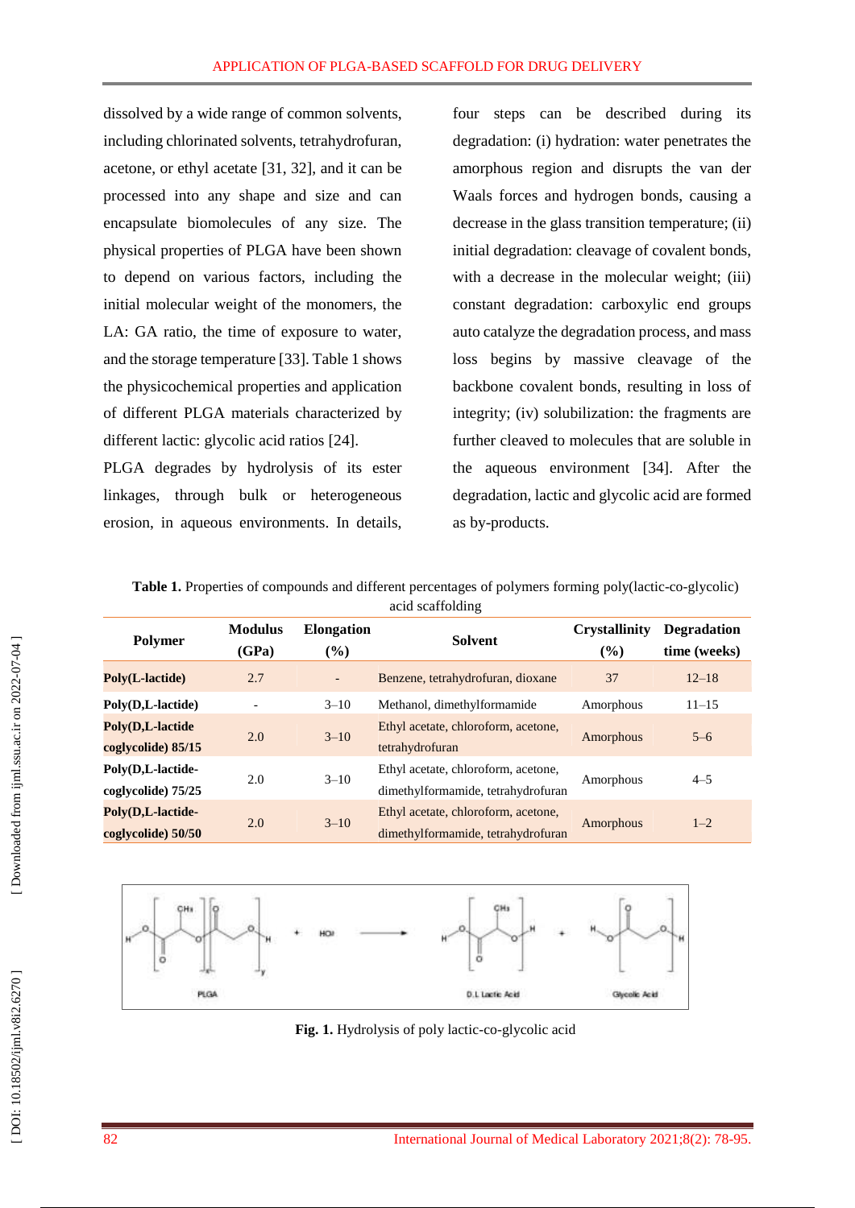dissolved by a wide range of common solvents, including chlorinated solvents, tetrahydrofuran, acetone, or ethyl acetate [31, 32], and it can be processed into any shape and size and can encapsulate biomolecules of any size. The physical properties of PLGA have been shown to depend on various factors, including the initial molecular weight of the monomers, the LA: GA ratio, the time of exposure to water, and the storage temperature [33]. Table 1 shows the physicochemical properties and application of different PLGA materials characterized by different lactic: glycolic acid ratios [24].

PLGA degrades by hydrolysis of its ester linkages, through bulk or heterogeneous erosion, in aqueous environments. In details, four steps can be described during its degradation: (i) hydration: water penetrates the amorphous region and disrupts the van der Waals forces and hydrogen bonds, causing a decrease in the glass transition temperature; (ii) initial degradation: cleavage of covalent bonds, with a decrease in the molecular weight; (iii) constant degradation: carboxylic end groups auto catalyze the degradation process, and mass loss begins by massive cleavage of the backbone covalent bonds, resulting in loss of integrity; (iv) solubilization: the fragments are further cleaved to molecules that are soluble in the aqueous environment [34]. After the degradation, lactic and glycolic acid are formed as by-products.

**Table 1.** Properties of compounds and different percentages of polymers forming poly(lactic-co-glycolic) acid scaffolding

| Polymer | Modulus (GPa) | Elongation (%) | Solvent | Crystallinity (%) | Degradation time (weeks) |
|---|---|---|---|---|---|
| **Poly(L-lactide)** | 2.7 | - | Benzene, tetrahydrofuran, dioxane | 37 | 12–18 |
| **Poly(D,L-lactide)** | - | 3–10 | Methanol, dimethylformamide | Amorphous | 11–15 |
| **Poly(D,L-lactide coglycolide) 85/15** | 2.0 | 3–10 | Ethyl acetate, chloroform, acetone, tetrahydrofuran | Amorphous | 5–6 |
| **Poly(D,L-lactide-coglycolide) 75/25** | 2.0 | 3–10 | Ethyl acetate, chloroform, acetone, dimethylformamide, tetrahydrofuran | Amorphous | 4–5 |
| **Poly(D,L-lactide-coglycolide) 50/50** | 2.0 | 3–10 | Ethyl acetate, chloroform, acetone, dimethylformamide, tetrahydrofuran | Amorphous | 1–2 |

**Fig. 1.** Hydrolysis of poly lactic-co-glycolic acid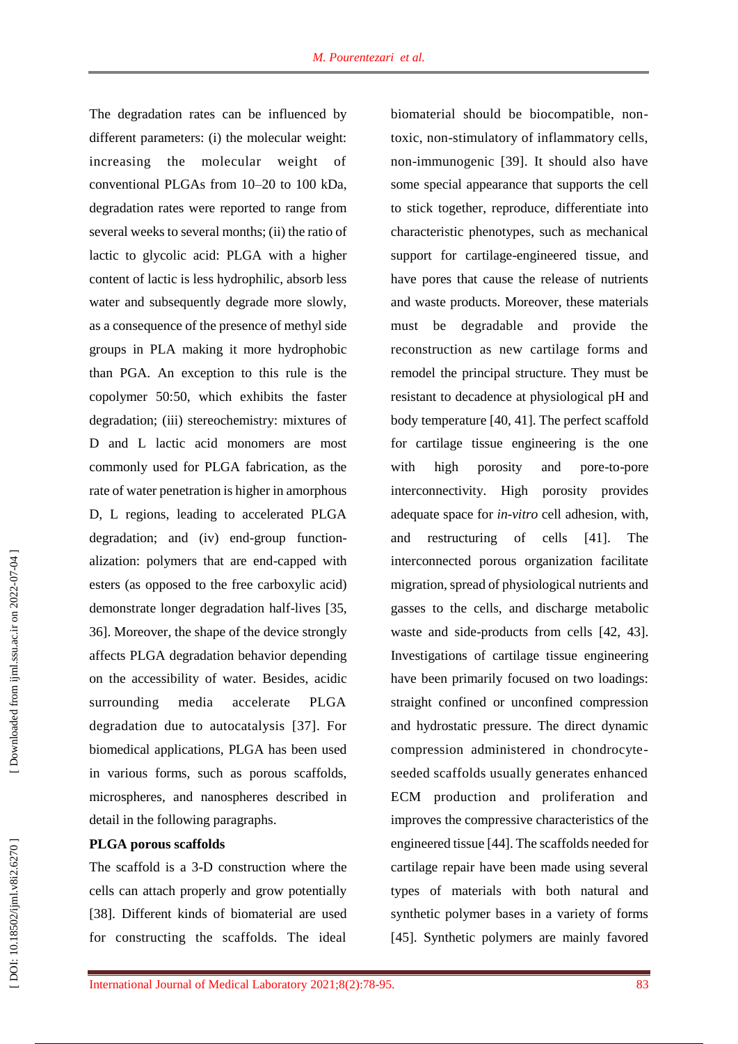The degradation rates can be influenced by different parameters: (i) the molecular weight: increasing the molecular weight of conventional PLGAs from 10–20 to 100 kDa, degradation rates were reported to range from several weeks to several months; (ii) the ratio of lactic to glycolic acid: PLGA with a higher content of lactic is less hydrophilic, absorb less water and subsequently degrade more slowly, as a consequence of the presence of methyl side groups in PLA making it more hydrophobic than PGA. An exception to this rule is the copolymer 50:50, which exhibits the faster degradation; (iii) stereochemistry: mixtures of D and L lactic acid monomers are most commonly used for PLGA fabrication, as the rate of water penetration is higher in amorphous D, L regions, leading to accelerated PLGA degradation; and (iv) end-group functionalization: polymers that are end-capped with esters (as opposed to the free carboxylic acid) demonstrate longer degradation half-lives [35, 36]. Moreover, the shape of the device strongly affects PLGA degradation behavior depending on the accessibility of water. Besides, acidic surrounding media accelerate PLGA degradation due to autocatalysis [37]. For biomedical applications, PLGA has been used in various forms, such as porous scaffolds, microspheres, and nanospheres described in detail in the following paragraphs.

**PLGA porous scaffolds**

The scaffold is a 3-D construction where the cells can attach properly and grow potentially [38]. Different kinds of biomaterial are used for constructing the scaffolds. The ideal biomaterial should be biocompatible, non-toxic, non-stimulatory of inflammatory cells, non-immunogenic [39]. It should also have some special appearance that supports the cell to stick together, reproduce, differentiate into characteristic phenotypes, such as mechanical support for cartilage-engineered tissue, and have pores that cause the release of nutrients and waste products. Moreover, these materials must be degradable and provide the reconstruction as new cartilage forms and remodel the principal structure. They must be resistant to decadence at physiological pH and body temperature [40, 41]. The perfect scaffold for cartilage tissue engineering is the one with high porosity and pore-to-pore interconnectivity. High porosity provides adequate space for *in-vitro* cell adhesion, with, and restructuring of cells [41]. The interconnected porous organization facilitate migration, spread of physiological nutrients and gasses to the cells, and discharge metabolic waste and side-products from cells [42, 43]. Investigations of cartilage tissue engineering have been primarily focused on two loadings: straight confined or unconfined compression and hydrostatic pressure. The direct dynamic compression administered in chondrocyte-seeded scaffolds usually generates enhanced ECM production and proliferation and improves the compressive characteristics of the engineered tissue [44]. The scaffolds needed for cartilage repair have been made using several types of materials with both natural and synthetic polymer bases in a variety of forms [45]. Synthetic polymers are mainly favored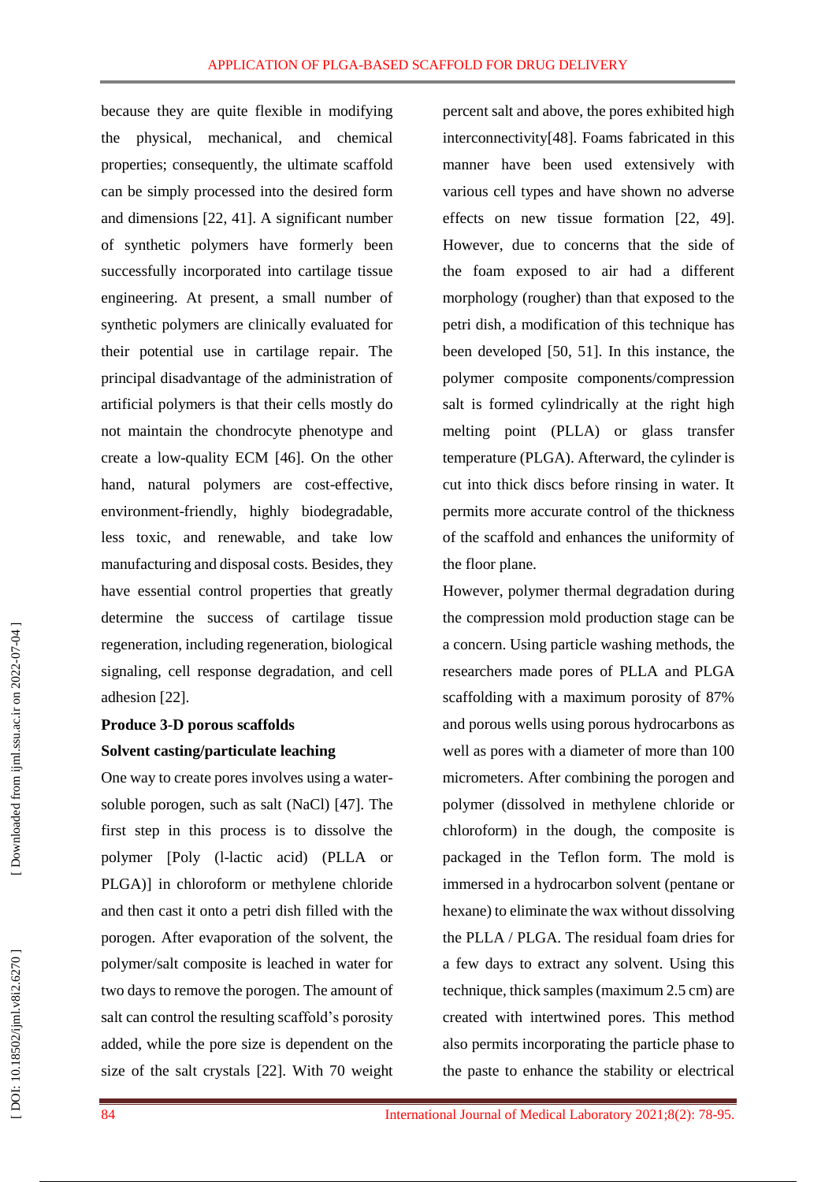because they are quite flexible in modifying the physical, mechanical, and chemical properties; consequently, the ultimate scaffold can be simply processed into the desired form and dimensions [22, 41]. A significant number of synthetic polymers have formerly been successfully incorporated into cartilage tissue engineering. At present, a small number of synthetic polymers are clinically evaluated for their potential use in cartilage repair. The principal disadvantage of the administration of artificial polymers is that their cells mostly do not maintain the chondrocyte phenotype and create a low-quality ECM [46]. On the other hand, natural polymers are cost-effective, environment-friendly, highly biodegradable, less toxic, and renewable, and take low manufacturing and disposal costs. Besides, they have essential control properties that greatly determine the success of cartilage tissue regeneration, including regeneration, biological signaling, cell response degradation, and cell adhesion [22].

**Produce 3-D porous scaffolds**

**Solvent casting/particulate leaching**

One way to create pores involves using a water-soluble porogen, such as salt (NaCl) [47]. The first step in this process is to dissolve the polymer [Poly (l-lactic acid) (PLLA or PLGA)] in chloroform or methylene chloride and then cast it onto a petri dish filled with the porogen. After evaporation of the solvent, the polymer/salt composite is leached in water for two days to remove the porogen. The amount of salt can control the resulting scaffold's porosity added, while the pore size is dependent on the size of the salt crystals [22]. With 70 weight percent salt and above, the pores exhibited high interconnectivity[48]. Foams fabricated in this manner have been used extensively with various cell types and have shown no adverse effects on new tissue formation [22, 49]. However, due to concerns that the side of the foam exposed to air had a different morphology (rougher) than that exposed to the petri dish, a modification of this technique has been developed [50, 51]. In this instance, the polymer composite components/compression salt is formed cylindrically at the right high melting point (PLLA) or glass transfer temperature (PLGA). Afterward, the cylinder is cut into thick discs before rinsing in water. It permits more accurate control of the thickness of the scaffold and enhances the uniformity of the floor plane.

However, polymer thermal degradation during the compression mold production stage can be a concern. Using particle washing methods, the researchers made pores of PLLA and PLGA scaffolding with a maximum porosity of 87% and porous wells using porous hydrocarbons as well as pores with a diameter of more than 100 micrometers. After combining the porogen and polymer (dissolved in methylene chloride or chloroform) in the dough, the composite is packaged in the Teflon form. The mold is immersed in a hydrocarbon solvent (pentane or hexane) to eliminate the wax without dissolving the PLLA / PLGA. The residual foam dries for a few days to extract any solvent. Using this technique, thick samples (maximum 2.5 cm) are created with intertwined pores. This method also permits incorporating the particle phase to the paste to enhance the stability or electrical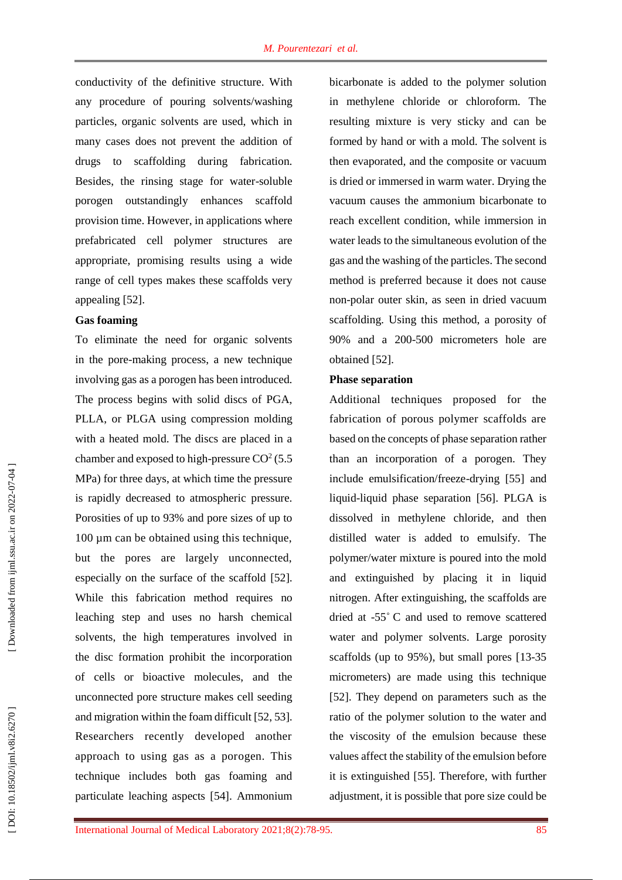conductivity of the definitive structure. With any procedure of pouring solvents/washing particles, organic solvents are used, which in many cases does not prevent the addition of drugs to scaffolding during fabrication. Besides, the rinsing stage for water-soluble porogen outstandingly enhances scaffold provision time. However, in applications where prefabricated cell polymer structures are appropriate, promising results using a wide range of cell types makes these scaffolds very appealing [52].

**Gas foaming**

To eliminate the need for organic solvents in the pore-making process, a new technique involving gas as a porogen has been introduced. The process begins with solid discs of PGA, PLLA, or PLGA using compression molding with a heated mold. The discs are placed in a chamber and exposed to high-pressure $CO^2$ (5.5 MPa) for three days, at which time the pressure is rapidly decreased to atmospheric pressure. Porosities of up to 93% and pore sizes of up to 100 µm can be obtained using this technique, but the pores are largely unconnected, especially on the surface of the scaffold [52]. While this fabrication method requires no leaching step and uses no harsh chemical solvents, the high temperatures involved in the disc formation prohibit the incorporation of cells or bioactive molecules, and the unconnected pore structure makes cell seeding and migration within the foam difficult [52, 53]. Researchers recently developed another approach to using gas as a porogen. This technique includes both gas foaming and particulate leaching aspects [54]. Ammonium bicarbonate is added to the polymer solution in methylene chloride or chloroform. The resulting mixture is very sticky and can be formed by hand or with a mold. The solvent is then evaporated, and the composite or vacuum is dried or immersed in warm water. Drying the vacuum causes the ammonium bicarbonate to reach excellent condition, while immersion in water leads to the simultaneous evolution of the gas and the washing of the particles. The second method is preferred because it does not cause non-polar outer skin, as seen in dried vacuum scaffolding. Using this method, a porosity of 90% and a 200-500 micrometers hole are obtained [52].

**Phase separation**

Additional techniques proposed for the fabrication of porous polymer scaffolds are based on the concepts of phase separation rather than an incorporation of a porogen. They include emulsification/freeze-drying [55] and liquid-liquid phase separation [56]. PLGA is dissolved in methylene chloride, and then distilled water is added to emulsify. The polymer/water mixture is poured into the mold and extinguished by placing it in liquid nitrogen. After extinguishing, the scaffolds are dried at -55° C and used to remove scattered water and polymer solvents. Large porosity scaffolds (up to 95%), but small pores [13-35 micrometers) are made using this technique [52]. They depend on parameters such as the ratio of the polymer solution to the water and the viscosity of the emulsion because these values affect the stability of the emulsion before it is extinguished [55]. Therefore, with further adjustment, it is possible that pore size could be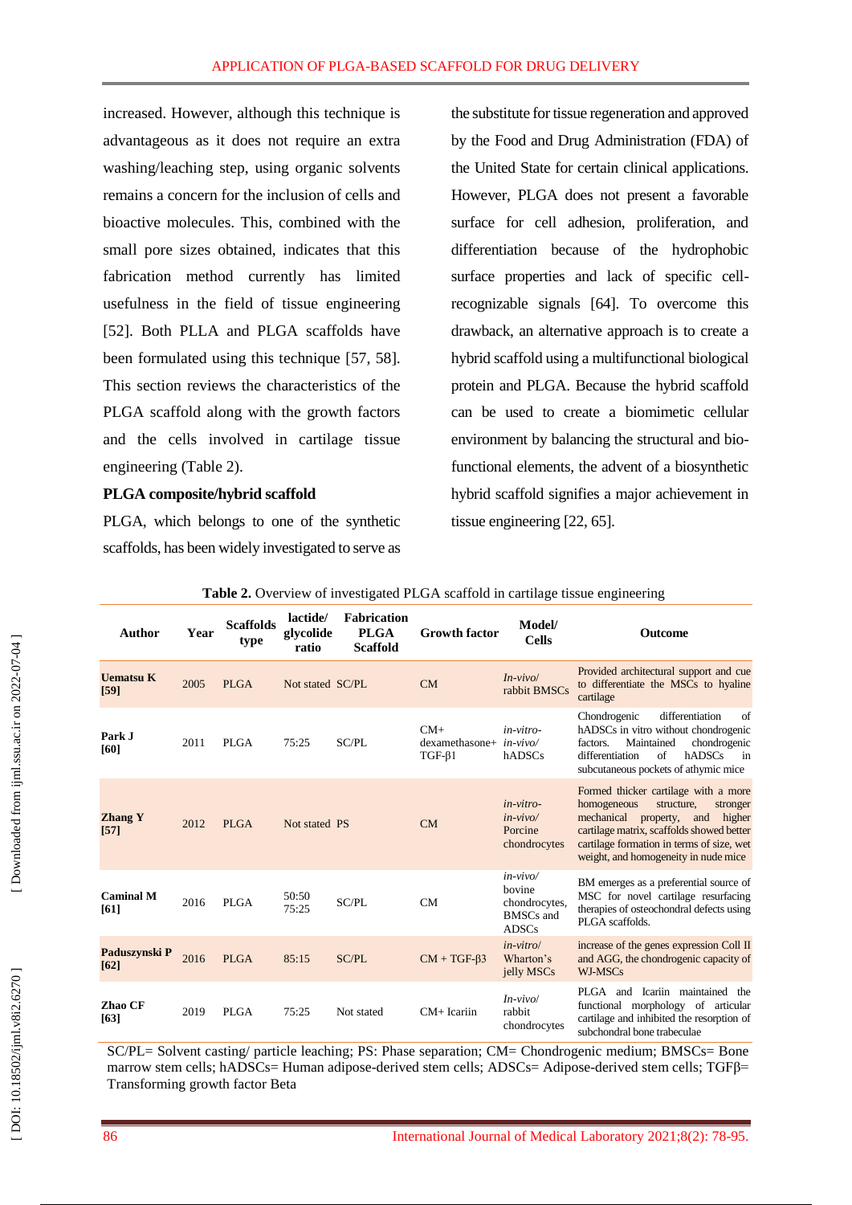increased. However, although this technique is advantageous as it does not require an extra washing/leaching step, using organic solvents remains a concern for the inclusion of cells and bioactive molecules. This, combined with the small pore sizes obtained, indicates that this fabrication method currently has limited usefulness in the field of tissue engineering [52]. Both PLLA and PLGA scaffolds have been formulated using this technique [57, 58]. This section reviews the characteristics of the PLGA scaffold along with the growth factors and the cells involved in cartilage tissue engineering (Table 2).

**PLGA composite/hybrid scaffold**

PLGA, which belongs to one of the synthetic scaffolds, has been widely investigated to serve as the substitute for tissue regeneration and approved by the Food and Drug Administration (FDA) of the United State for certain clinical applications. However, PLGA does not present a favorable surface for cell adhesion, proliferation, and differentiation because of the hydrophobic surface properties and lack of specific cell-recognizable signals [64]. To overcome this drawback, an alternative approach is to create a hybrid scaffold using a multifunctional biological protein and PLGA. Because the hybrid scaffold can be used to create a biomimetic cellular environment by balancing the structural and bio-functional elements, the advent of a biosynthetic hybrid scaffold signifies a major achievement in tissue engineering [22, 65].

**Table 2.** Overview of investigated PLGA scaffold in cartilage tissue engineering

| Author | Year | Scaffolds type | lactide/ glycolide ratio | Fabrication PLGA Scaffold | Growth factor | Model/ Cells | Outcome |
|---|---|---|---|---|---|---|---|
| **Uematsu K [59]** | 2005 | PLGA | Not stated | SC/PL | CM | *In-vivo*/ rabbit BMSCs | Provided architectural support and cue to differentiate the MSCs to hyaline cartilage |
| **Park J [60]** | 2011 | PLGA | 75:25 | SC/PL | CM+ dexamethasone+ TGF-β1 | *in-vitro*- *in-vivo*/ hADSCs | Chondrogenic differentiation of hADSCs in vitro without chondrogenic factors. Maintained chondrogenic differentiation of hADSCs in subcutaneous pockets of athymic mice |
| **Zhang Y [57]** | 2012 | PLGA | Not stated | PS | CM | *in-vitro*- *in-vivo*/ Porcine chondrocytes | Formed thicker cartilage with a more homogeneous structure, stronger mechanical property, and higher cartilage matrix, scaffolds showed better cartilage formation in terms of size, wet weight, and homogeneity in nude mice |
| **Caminal M [61]** | 2016 | PLGA | 50:50 75:25 | SC/PL | CM | *in-vivo*/ bovine chondrocytes, BMSCs and ADSCs | BM emerges as a preferential source of MSC for novel cartilage resurfacing therapies of osteochondral defects using PLGA scaffolds. |
| **Paduszynski P [62]** | 2016 | PLGA | 85:15 | SC/PL | CM + TGF-β3 | *in-vitro*/ Wharton's jelly MSCs | increase of the genes expression Coll II and AGG, the chondrogenic capacity of WJ-MSCs |
| **Zhao CF [63]** | 2019 | PLGA | 75:25 | Not stated | CM+ Icariin | *In-vivo*/ rabbit chondrocytes | PLGA and Icariin maintained the functional morphology of articular cartilage and inhibited the resorption of subchondral bone trabeculae |

SC/PL= Solvent casting/ particle leaching; PS: Phase separation; CM= Chondrogenic medium; BMSCs= Bone marrow stem cells; hADSCs= Human adipose-derived stem cells; ADSCs= Adipose-derived stem cells; TGFβ= Transforming growth factor Beta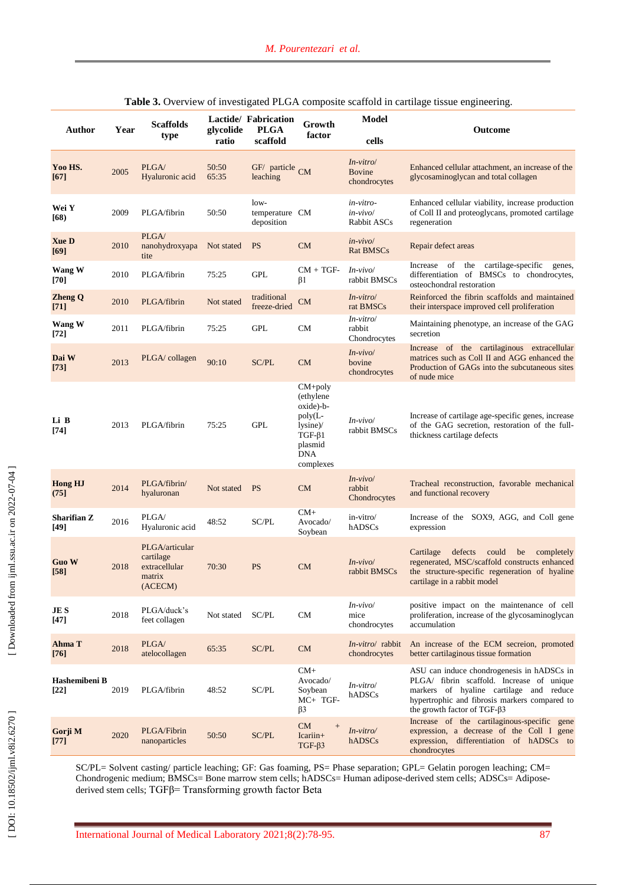**Table 3.** Overview of investigated PLGA composite scaffold in cartilage tissue engineering.

| Author | Year | Scaffolds type | Lactide/ glycolide ratio | Fabrication PLGA scaffold | Growth factor | Model cells | Outcome |
|---|---|---|---|---|---|---|---|
| **Yoo HS. [67]** | 2005 | PLGA/ Hyaluronic acid | 50:50 65:35 | GF/ particle leaching | CM | *In-vitro*/ Bovine chondrocytes | Enhanced cellular attachment, an increase of the glycosaminoglycan and total collagen |
| **Wei Y [68]** | 2009 | PLGA/fibrin | 50:50 | low-temperature deposition | CM | *in-vitro-in-vivo*/ Rabbit ASCs | Enhanced cellular viability, increase production of Coll II and proteoglycans, promoted cartilage regeneration |
| **Xue D [69]** | 2010 | PLGA/ nanohydroxyapatite | Not stated | PS | CM | *in-vivo*/ Rat BMSCs | Repair defect areas |
| **Wang W [70]** | 2010 | PLGA/fibrin | 75:25 | GPL | CM + TGF-β1 | *In-vivo*/ rabbit BMSCs | Increase of the cartilage-specific genes, differentiation of BMSCs to chondrocytes, osteochondral restoration |
| **Zheng Q [71]** | 2010 | PLGA/fibrin | Not stated | traditional freeze-dried | CM | *In-vitro*/ rat BMSCs | Reinforced the fibrin scaffolds and maintained their interspace improved cell proliferation |
| **Wang W [72]** | 2011 | PLGA/fibrin | 75:25 | GPL | CM | *In-vitro*/ rabbit Chondrocytes | Maintaining phenotype, an increase of the GAG secretion |
| **Dai W [73]** | 2013 | PLGA/ collagen | 90:10 | SC/PL | CM | *In-vivo*/ bovine chondrocytes | Increase of the cartilaginous extracellular matrices such as Coll II and AGG enhanced the Production of GAGs into the subcutaneous sites of nude mice |
| **Li B [74]** | 2013 | PLGA/fibrin | 75:25 | GPL | CM+poly (ethylene oxide)-b-poly(L-lysine)/ TGF-β1 plasmid DNA complexes | *In-vivo*/ rabbit BMSCs | Increase of cartilage age-specific genes, increase of the GAG secretion, restoration of the full-thickness cartilage defects |
| **Hong HJ [75]** | 2014 | PLGA/fibrin/ hyaluronan | Not stated | PS | CM | *In-vivo*/ rabbit Chondrocytes | Tracheal reconstruction, favorable mechanical and functional recovery |
| **Sharifian Z [49]** | 2016 | PLGA/ Hyaluronic acid | 48:52 | SC/PL | CM+ Avocado/ Soybean | in-vitro/ hADSCs | Increase of the SOX9, AGG, and Coll gene expression |
| **Guo W [58]** | 2018 | PLGA/articular cartilage extracellular matrix (ACECM) | 70:30 | PS | CM | *In-vivo*/ rabbit BMSCs | Cartilage defects could be completely regenerated, MSC/scaffold constructs enhanced the structure-specific regeneration of hyaline cartilage in a rabbit model |
| **JE S [47]** | 2018 | PLGA/duck's feet collagen | Not stated | SC/PL | CM | *In-vivo*/ mice chondrocytes | positive impact on the maintenance of cell proliferation, increase of the glycosaminoglycan accumulation |
| **Ahma T [76]** | 2018 | PLGA/ atelocollagen | 65:35 | SC/PL | CM | *In-vitro*/ rabbit chondrocytes | An increase of the ECM secreion, promoted better cartilaginous tissue formation |
| **Hashemibeni B [22]** | 2019 | PLGA/fibrin | 48:52 | SC/PL | CM+ Avocado/ Soybean MC+ TGF-β3 | *In-vitro*/ hADSCs | ASU can induce chondrogenesis in hADSCs in PLGA/ fibrin scaffold. Increase of unique markers of hyaline cartilage and reduce hypertrophic and fibrosis markers compared to the growth factor of TGF-β3 |
| **Gorji M [77]** | 2020 | PLGA/Fibrin nanoparticles | 50:50 | SC/PL | CM + Icariin+ TGF-β3 | *In-vitro*/ hADSCs | Increase of the cartilaginous-specific gene expression, a decrease of the Coll I gene expression, differentiation of hADSCs to chondrocytes |

SC/PL= Solvent casting/ particle leaching; GF: Gas foaming, PS= Phase separation; GPL= Gelatin porogen leaching; CM= Chondrogenic medium; BMSCs= Bone marrow stem cells; hADSCs= Human adipose-derived stem cells; ADSCs= Adipose-derived stem cells; TGFβ= Transforming growth factor Beta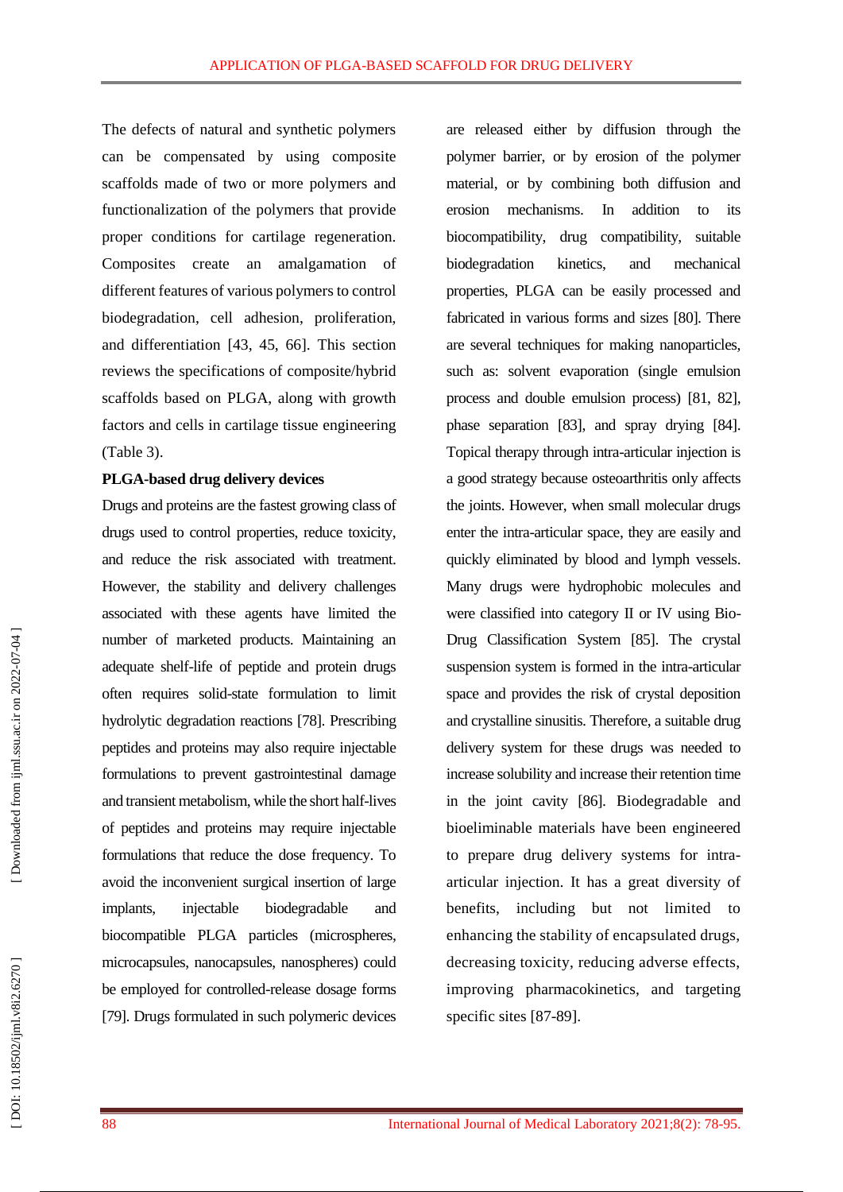The defects of natural and synthetic polymers can be compensated by using composite scaffolds made of two or more polymers and functionalization of the polymers that provide proper conditions for cartilage regeneration. Composites create an amalgamation of different features of various polymers to control biodegradation, cell adhesion, proliferation, and differentiation [43, 45, 66]. This section reviews the specifications of composite/hybrid scaffolds based on PLGA, along with growth factors and cells in cartilage tissue engineering (Table 3).

**PLGA-based drug delivery devices**

Drugs and proteins are the fastest growing class of drugs used to control properties, reduce toxicity, and reduce the risk associated with treatment. However, the stability and delivery challenges associated with these agents have limited the number of marketed products. Maintaining an adequate shelf-life of peptide and protein drugs often requires solid-state formulation to limit hydrolytic degradation reactions [78]. Prescribing peptides and proteins may also require injectable formulations to prevent gastrointestinal damage and transient metabolism, while the short half-lives of peptides and proteins may require injectable formulations that reduce the dose frequency. To avoid the inconvenient surgical insertion of large implants, injectable biodegradable and biocompatible PLGA particles (microspheres, microcapsules, nanocapsules, nanospheres) could be employed for controlled-release dosage forms [79]. Drugs formulated in such polymeric devices are released either by diffusion through the polymer barrier, or by erosion of the polymer material, or by combining both diffusion and erosion mechanisms. In addition to its biocompatibility, drug compatibility, suitable biodegradation kinetics, and mechanical properties, PLGA can be easily processed and fabricated in various forms and sizes [80]. There are several techniques for making nanoparticles, such as: solvent evaporation (single emulsion process and double emulsion process) [81, 82], phase separation [83], and spray drying [84]. Topical therapy through intra-articular injection is a good strategy because osteoarthritis only affects the joints. However, when small molecular drugs enter the intra-articular space, they are easily and quickly eliminated by blood and lymph vessels. Many drugs were hydrophobic molecules and were classified into category II or IV using Bio-Drug Classification System [85]. The crystal suspension system is formed in the intra-articular space and provides the risk of crystal deposition and crystalline sinusitis. Therefore, a suitable drug delivery system for these drugs was needed to increase solubility and increase their retention time in the joint cavity [86]. Biodegradable and bioeliminable materials have been engineered to prepare drug delivery systems for intra-articular injection. It has a great diversity of benefits, including but not limited to enhancing the stability of encapsulated drugs, decreasing toxicity, reducing adverse effects, improving pharmacokinetics, and targeting specific sites [87-89].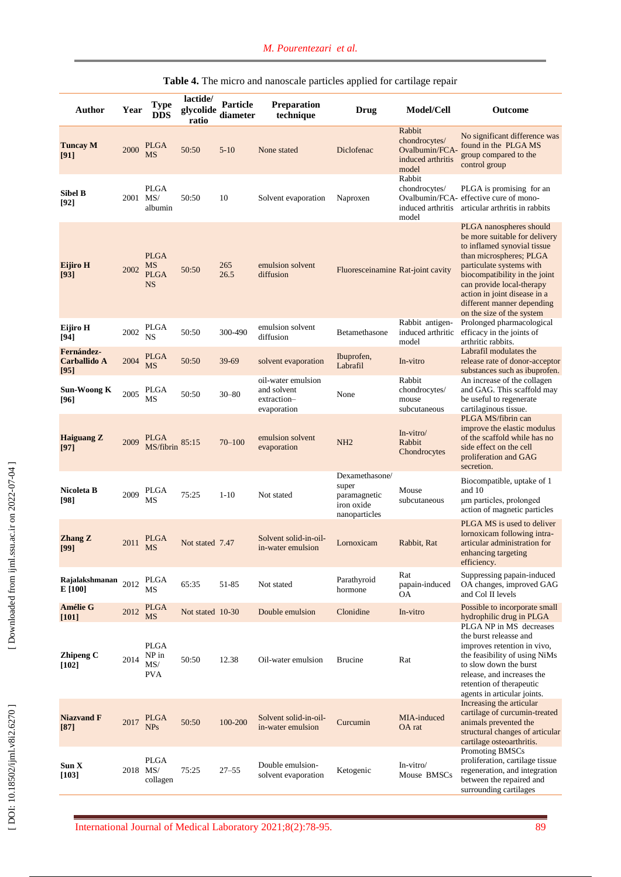**Table 4.** The micro and nanoscale particles applied for cartilage repair

| Author | Year | Type DDS | lactide/ glycolide ratio | Particle diameter | Preparation technique | Drug | Model/Cell | Outcome |
|---|---|---|---|---|---|---|---|---|
| **Tuncay M [91]** | 2000 | PLGA MS | 50:50 | 5-10 | None stated | Diclofenac | Rabbit chondrocytes/ Ovalbumin/FCA-induced arthritis model | No significant difference was found in the PLGA MS group compared to the control group |
| **Sibel B [92]** | 2001 | PLGA MS/ albumin | 50:50 | 10 | Solvent evaporation | Naproxen | Rabbit chondrocytes/ Ovalbumin/FCA-induced arthritis model | PLGA is promising for an effective cure of mono-articular arthritis in rabbits |
| **Eijiro H [93]** | 2002 | PLGA MS PLGA NS | 50:50 | 265 26.5 | emulsion solvent diffusion | Fluoresceinamine | Rat-joint cavity | PLGA nanospheres should be more suitable for delivery to inflamed synovial tissue than microspheres; PLGA particulate systems with biocompatibility in the joint can provide local-therapy action in joint disease in a different manner depending on the size of the system |
| **Eijiro H [94]** | 2002 | PLGA NS | 50:50 | 300-490 | emulsion solvent diffusion | Betamethasone | Rabbit antigen-induced arthritic model | Prolonged pharmacological efficacy in the joints of arthritic rabbits. |
| **Fernández-Carballido A [95]** | 2004 | PLGA MS | 50:50 | 39-69 | solvent evaporation | Ibuprofen, Labrafil | In-vitro | Labrafil modulates the release rate of donor-acceptor substances such as ibuprofen. |
| **Sun-Woong K [96]** | 2005 | PLGA MS | 50:50 | 30–80 | oil-water emulsion and solvent extraction–evaporation | None | Rabbit chondrocytes/ mouse subcutaneous | An increase of the collagen and GAG. This scaffold may be useful to regenerate cartilaginous tissue. |
| **Haiguang Z [97]** | 2009 | PLGA MS/fibrin | 85:15 | 70–100 | emulsion solvent evaporation | NH2 | In-vitro/ Rabbit Chondrocytes | PLGA MS/fibrin can improve the elastic modulus of the scaffold while has no side effect on the cell proliferation and GAG secretion. |
| **Nicoleta B [98]** | 2009 | PLGA MS | 75:25 | 1-10 | Not stated | Dexamethasone/ super paramagnetic iron oxide nanoparticles | Mouse subcutaneous | Biocompatible, uptake of 1 and 10 µm particles, prolonged action of magnetic particles |
| **Zhang Z [99]** | 2011 | PLGA MS | Not stated | 7.47 | Solvent solid-in-oil-in-water emulsion | Lornoxicam | Rabbit, Rat | PLGA MS is used to deliver lornoxicam following intra-articular administration for enhancing targeting efficiency. |
| **Rajalakshmanan E [100]** | 2012 | PLGA MS | 65:35 | 51-85 | Not stated | Parathyroid hormone | Rat papain-induced OA | Suppressing papain-induced OA changes, improved GAG and Col II levels |
| **Amélie G [101]** | 2012 | PLGA MS | Not stated | 10-30 | Double emulsion | Clonidine | In-vitro | Possible to incorporate small hydrophilic drug in PLGA |
| **Zhipeng C [102]** | 2014 | PLGA NP in MS/ PVA | 50:50 | 12.38 | Oil-water emulsion | Brucine | Rat | PLGA NP in MS decreases the burst releasse and improves retention in vivo, the feasibility of using NiMs to slow down the burst release, and increases the retention of therapeutic agents in articular joints. |
| **Niazvand F [87]** | 2017 | PLGA NPs | 50:50 | 100-200 | Solvent solid-in-oil-in-water emulsion | Curcumin | MIA-induced OA rat | Increasing the articular cartilage of curcumin-treated animals prevented the structural changes of articular cartilage osteoarthritis. |
| **Sun X [103]** | 2018 | PLGA MS/ collagen | 75:25 | 27–55 | Double emulsion-solvent evaporation | Ketogenic | In-vitro/ Mouse BMSCs | Promoting BMSCs proliferation, cartilage tissue regeneration, and integration between the repaired and surrounding cartilages |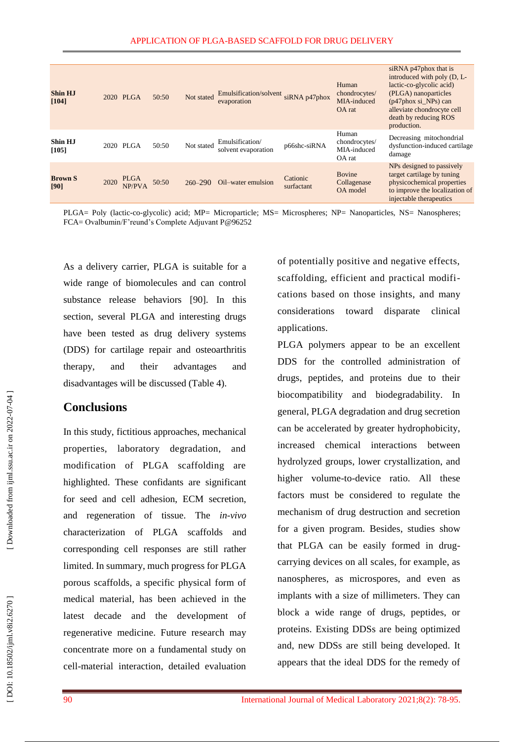| Shin HJ [104] | 2020 | PLGA | 50:50 | Not stated | Emulsification/solvent evaporation | siRNA p47phox | Human chondrocytes/ MIA-induced OA rat | siRNA p47phox that is introduced with poly (D, L-lactic-co-glycolic acid) (PLGA) nanoparticles (p47phox si_NPs) can alleviate chondrocyte cell death by reducing ROS production. |
|---|---|---|---|---|---|---|---|---|
| **Shin HJ [105]** | 2020 | PLGA | 50:50 | Not stated | Emulsification/ solvent evaporation | p66shc-siRNA | Human chondrocytes/ MIA-induced OA rat | Decreasing mitochondrial dysfunction-induced cartilage damage |
| **Brown S [90]** | 2020 | PLGA NP/PVA | 50:50 | 260–290 | Oil–water emulsion | Cationic surfactant | Bovine Collagenase OA model | NPs designed to passively target cartilage by tuning physicochemical properties to improve the localization of injectable therapeutics |

PLGA= Poly (lactic-co-glycolic) acid; MP= Microparticle; MS= Microspheres; NP= Nanoparticles, NS= Nanospheres; FCA= Ovalbumin/F'reund's Complete Adjuvant P@96252

As a delivery carrier, PLGA is suitable for a wide range of biomolecules and can control substance release behaviors [90]. In this section, several PLGA and interesting drugs have been tested as drug delivery systems (DDS) for cartilage repair and osteoarthritis therapy, and their advantages and disadvantages will be discussed (Table 4).

## Conclusions

In this study, fictitious approaches, mechanical properties, laboratory degradation, and modification of PLGA scaffolding are highlighted. These confidants are significant for seed and cell adhesion, ECM secretion, and regeneration of tissue. The *in-vivo* characterization of PLGA scaffolds and corresponding cell responses are still rather limited. In summary, much progress for PLGA porous scaffolds, a specific physical form of medical material, has been achieved in the latest decade and the development of regenerative medicine. Future research may concentrate more on a fundamental study on cell-material interaction, detailed evaluation of potentially positive and negative effects, scaffolding, efficient and practical modifications based on those insights, and many considerations toward disparate clinical applications.

PLGA polymers appear to be an excellent DDS for the controlled administration of drugs, peptides, and proteins due to their biocompatibility and biodegradability. In general, PLGA degradation and drug secretion can be accelerated by greater hydrophobicity, increased chemical interactions between hydrolyzed groups, lower crystallization, and higher volume-to-device ratio. All these factors must be considered to regulate the mechanism of drug destruction and secretion for a given program. Besides, studies show that PLGA can be easily formed in drug-carrying devices on all scales, for example, as nanospheres, as microspores, and even as implants with a size of millimeters. They can block a wide range of drugs, peptides, or proteins. Existing DDSs are being optimized and, new DDSs are still being developed. It appears that the ideal DDS for the remedy of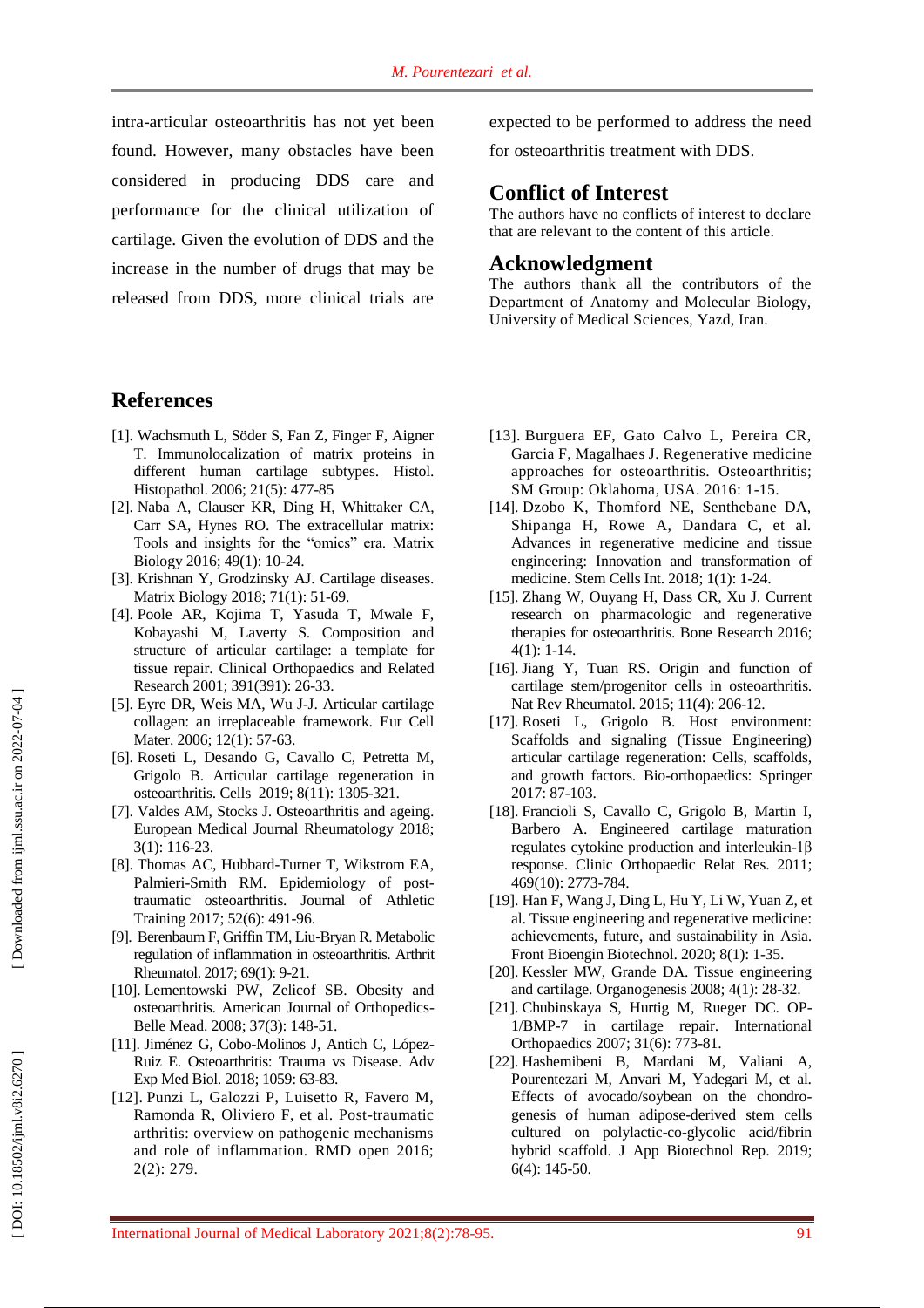intra-articular osteoarthritis has not yet been found. However, many obstacles have been considered in producing DDS care and performance for the clinical utilization of cartilage. Given the evolution of DDS and the increase in the number of drugs that may be released from DDS, more clinical trials are expected to be performed to address the need for osteoarthritis treatment with DDS.

## Conflict of Interest

The authors have no conflicts of interest to declare that are relevant to the content of this article.

## Acknowledgment

The authors thank all the contributors of the Department of Anatomy and Molecular Biology, University of Medical Sciences, Yazd, Iran.

## References

[1]. Wachsmuth L, Söder S, Fan Z, Finger F, Aigner T. Immunolocalization of matrix proteins in different human cartilage subtypes. Histol. Histopathol. 2006; 21(5): 477-85

[2]. Naba A, Clauser KR, Ding H, Whittaker CA, Carr SA, Hynes RO. The extracellular matrix: Tools and insights for the "omics" era. Matrix Biology 2016; 49(1): 10-24.

[3]. Krishnan Y, Grodzinsky AJ. Cartilage diseases. Matrix Biology 2018; 71(1): 51-69.

[4]. Poole AR, Kojima T, Yasuda T, Mwale F, Kobayashi M, Laverty S. Composition and structure of articular cartilage: a template for tissue repair. Clinical Orthopaedics and Related Research 2001; 391(391): 26-33.

[5]. Eyre DR, Weis MA, Wu J-J. Articular cartilage collagen: an irreplaceable framework. Eur Cell Mater. 2006; 12(1): 57-63.

[6]. Roseti L, Desando G, Cavallo C, Petretta M, Grigolo B. Articular cartilage regeneration in osteoarthritis. Cells 2019; 8(11): 1305-321.

[7]. Valdes AM, Stocks J. Osteoarthritis and ageing. European Medical Journal Rheumatology 2018; 3(1): 116-23.

[8]. Thomas AC, Hubbard-Turner T, Wikstrom EA, Palmieri-Smith RM. Epidemiology of post-traumatic osteoarthritis. Journal of Athletic Training 2017; 52(6): 491-96.

[9]. Berenbaum F, Griffin TM, Liu-Bryan R. Metabolic regulation of inflammation in osteoarthritis. Arthrit Rheumatol. 2017; 69(1): 9-21.

[10]. Lementowski PW, Zelicof SB. Obesity and osteoarthritis. American Journal of Orthopedics-Belle Mead. 2008; 37(3): 148-51.

[11]. Jiménez G, Cobo-Molinos J, Antich C, López-Ruiz E. Osteoarthritis: Trauma vs Disease. Adv Exp Med Biol. 2018; 1059: 63-83.

[12]. Punzi L, Galozzi P, Luisetto R, Favero M, Ramonda R, Oliviero F, et al. Post-traumatic arthritis: overview on pathogenic mechanisms and role of inflammation. RMD open 2016; 2(2): 279.

[13]. Burguera EF, Gato Calvo L, Pereira CR, Garcia F, Magalhaes J. Regenerative medicine approaches for osteoarthritis. Osteoarthritis; SM Group: Oklahoma, USA. 2016: 1-15.

[14]. Dzobo K, Thomford NE, Senthebane DA, Shipanga H, Rowe A, Dandara C, et al. Advances in regenerative medicine and tissue engineering: Innovation and transformation of medicine. Stem Cells Int. 2018; 1(1): 1-24.

[15]. Zhang W, Ouyang H, Dass CR, Xu J. Current research on pharmacologic and regenerative therapies for osteoarthritis. Bone Research 2016; 4(1): 1-14.

[16]. Jiang Y, Tuan RS. Origin and function of cartilage stem/progenitor cells in osteoarthritis. Nat Rev Rheumatol. 2015; 11(4): 206-12.

[17]. Roseti L, Grigolo B. Host environment: Scaffolds and signaling (Tissue Engineering) articular cartilage regeneration: Cells, scaffolds, and growth factors. Bio-orthopaedics: Springer 2017: 87-103.

[18]. Francioli S, Cavallo C, Grigolo B, Martin I, Barbero A. Engineered cartilage maturation regulates cytokine production and interleukin-1β response. Clinic Orthopaedic Relat Res. 2011; 469(10): 2773-784.

[19]. Han F, Wang J, Ding L, Hu Y, Li W, Yuan Z, et al. Tissue engineering and regenerative medicine: achievements, future, and sustainability in Asia. Front Bioengin Biotechnol. 2020; 8(1): 1-35.

[20]. Kessler MW, Grande DA. Tissue engineering and cartilage. Organogenesis 2008; 4(1): 28-32.

[21]. Chubinskaya S, Hurtig M, Rueger DC. OP-1/BMP-7 in cartilage repair. International Orthopaedics 2007; 31(6): 773-81.

[22]. Hashemibeni B, Mardani M, Valiani A, Pourentezari M, Anvari M, Yadegari M, et al. Effects of avocado/soybean on the chondrogenesis of human adipose-derived stem cells cultured on polylactic-co-glycolic acid/fibrin hybrid scaffold. J App Biotechnol Rep. 2019; 6(4): 145-50.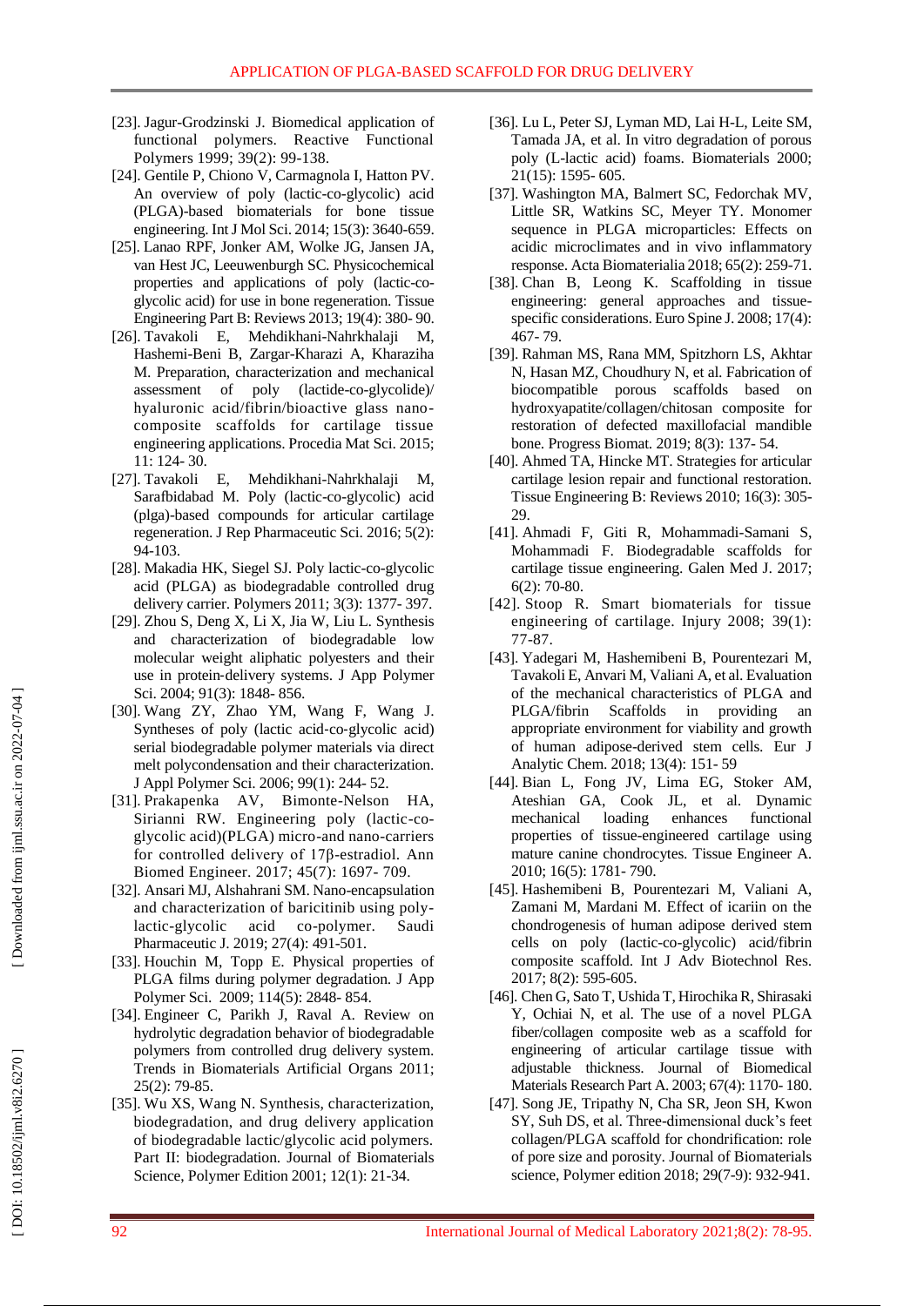[23]. Jagur-Grodzinski J. Biomedical application of functional polymers. Reactive Functional Polymers 1999; 39(2): 99-138.

[24]. Gentile P, Chiono V, Carmagnola I, Hatton PV. An overview of poly (lactic-co-glycolic) acid (PLGA)-based biomaterials for bone tissue engineering. Int J Mol Sci. 2014; 15(3): 3640-659.

[25]. Lanao RPF, Jonker AM, Wolke JG, Jansen JA, van Hest JC, Leeuwenburgh SC. Physicochemical properties and applications of poly (lactic-co-glycolic acid) for use in bone regeneration. Tissue Engineering Part B: Reviews 2013; 19(4): 380- 90.

[26]. Tavakoli E, Mehdikhani-Nahrkhalaji M, Hashemi-Beni B, Zargar-Kharazi A, Kharaziha M. Preparation, characterization and mechanical assessment of poly (lactide-co-glycolide)/ hyaluronic acid/fibrin/bioactive glass nano-composite scaffolds for cartilage tissue engineering applications. Procedia Mat Sci. 2015; 11: 124- 30.

[27]. Tavakoli E, Mehdikhani-Nahrkhalaji M, Sarafbidabad M. Poly (lactic-co-glycolic) acid (plga)-based compounds for articular cartilage regeneration. J Rep Pharmaceutic Sci. 2016; 5(2): 94-103.

[28]. Makadia HK, Siegel SJ. Poly lactic-co-glycolic acid (PLGA) as biodegradable controlled drug delivery carrier. Polymers 2011; 3(3): 1377- 397.

[29]. Zhou S, Deng X, Li X, Jia W, Liu L. Synthesis and characterization of biodegradable low molecular weight aliphatic polyesters and their use in protein‐delivery systems. J App Polymer Sci. 2004; 91(3): 1848- 856.

[30]. Wang ZY, Zhao YM, Wang F, Wang J. Syntheses of poly (lactic acid‐co‐glycolic acid) serial biodegradable polymer materials via direct melt polycondensation and their characterization. J Appl Polymer Sci. 2006; 99(1): 244- 52.

[31]. Prakapenka AV, Bimonte-Nelson HA, Sirianni RW. Engineering poly (lactic-co-glycolic acid)(PLGA) micro-and nano-carriers for controlled delivery of 17β-estradiol. Ann Biomed Engineer. 2017; 45(7): 1697- 709.

[32]. Ansari MJ, Alshahrani SM. Nano-encapsulation and characterization of baricitinib using poly-lactic-glycolic acid co-polymer. Saudi Pharmaceutic J. 2019; 27(4): 491-501.

[33]. Houchin M, Topp E. Physical properties of PLGA films during polymer degradation. J App Polymer Sci. 2009; 114(5): 2848- 854.

[34]. Engineer C, Parikh J, Raval A. Review on hydrolytic degradation behavior of biodegradable polymers from controlled drug delivery system. Trends in Biomaterials Artificial Organs 2011; 25(2): 79-85.

[35]. Wu XS, Wang N. Synthesis, characterization, biodegradation, and drug delivery application of biodegradable lactic/glycolic acid polymers. Part II: biodegradation. Journal of Biomaterials Science, Polymer Edition 2001; 12(1): 21-34.

[36]. Lu L, Peter SJ, Lyman MD, Lai H-L, Leite SM, Tamada JA, et al. In vitro degradation of porous poly (L-lactic acid) foams. Biomaterials 2000; 21(15): 1595- 605.

[37]. Washington MA, Balmert SC, Fedorchak MV, Little SR, Watkins SC, Meyer TY. Monomer sequence in PLGA microparticles: Effects on acidic microclimates and in vivo inflammatory response. Acta Biomaterialia 2018; 65(2): 259-71.

[38]. Chan B, Leong K. Scaffolding in tissue engineering: general approaches and tissue-specific considerations. Euro Spine J. 2008; 17(4): 467- 79.

[39]. Rahman MS, Rana MM, Spitzhorn LS, Akhtar N, Hasan MZ, Choudhury N, et al. Fabrication of biocompatible porous scaffolds based on hydroxyapatite/collagen/chitosan composite for restoration of defected maxillofacial mandible bone. Progress Biomat. 2019; 8(3): 137- 54.

[40]. Ahmed TA, Hincke MT. Strategies for articular cartilage lesion repair and functional restoration. Tissue Engineering B: Reviews 2010; 16(3): 305-29.

[41]. Ahmadi F, Giti R, Mohammadi-Samani S, Mohammadi F. Biodegradable scaffolds for cartilage tissue engineering. Galen Med J. 2017; 6(2): 70-80.

[42]. Stoop R. Smart biomaterials for tissue engineering of cartilage. Injury 2008; 39(1): 77-87.

[43]. Yadegari M, Hashemibeni B, Pourentezari M, Tavakoli E, Anvari M, Valiani A, et al. Evaluation of the mechanical characteristics of PLGA and PLGA/fibrin Scaffolds in providing an appropriate environment for viability and growth of human adipose-derived stem cells. Eur J Analytic Chem. 2018; 13(4): 151- 59

[44]. Bian L, Fong JV, Lima EG, Stoker AM, Ateshian GA, Cook JL, et al. Dynamic mechanical loading enhances functional properties of tissue-engineered cartilage using mature canine chondrocytes. Tissue Engineer A. 2010; 16(5): 1781- 790.

[45]. Hashemibeni B, Pourentezari M, Valiani A, Zamani M, Mardani M. Effect of icariin on the chondrogenesis of human adipose derived stem cells on poly (lactic-co-glycolic) acid/fibrin composite scaffold. Int J Adv Biotechnol Res. 2017; 8(2): 595-605.

[46]. Chen G, Sato T, Ushida T, Hirochika R, Shirasaki Y, Ochiai N, et al. The use of a novel PLGA fiber/collagen composite web as a scaffold for engineering of articular cartilage tissue with adjustable thickness. Journal of Biomedical Materials Research Part A. 2003; 67(4): 1170- 180.

[47]. Song JE, Tripathy N, Cha SR, Jeon SH, Kwon SY, Suh DS, et al. Three-dimensional duck's feet collagen/PLGA scaffold for chondrification: role of pore size and porosity. Journal of Biomaterials science, Polymer edition 2018; 29(7-9): 932-941.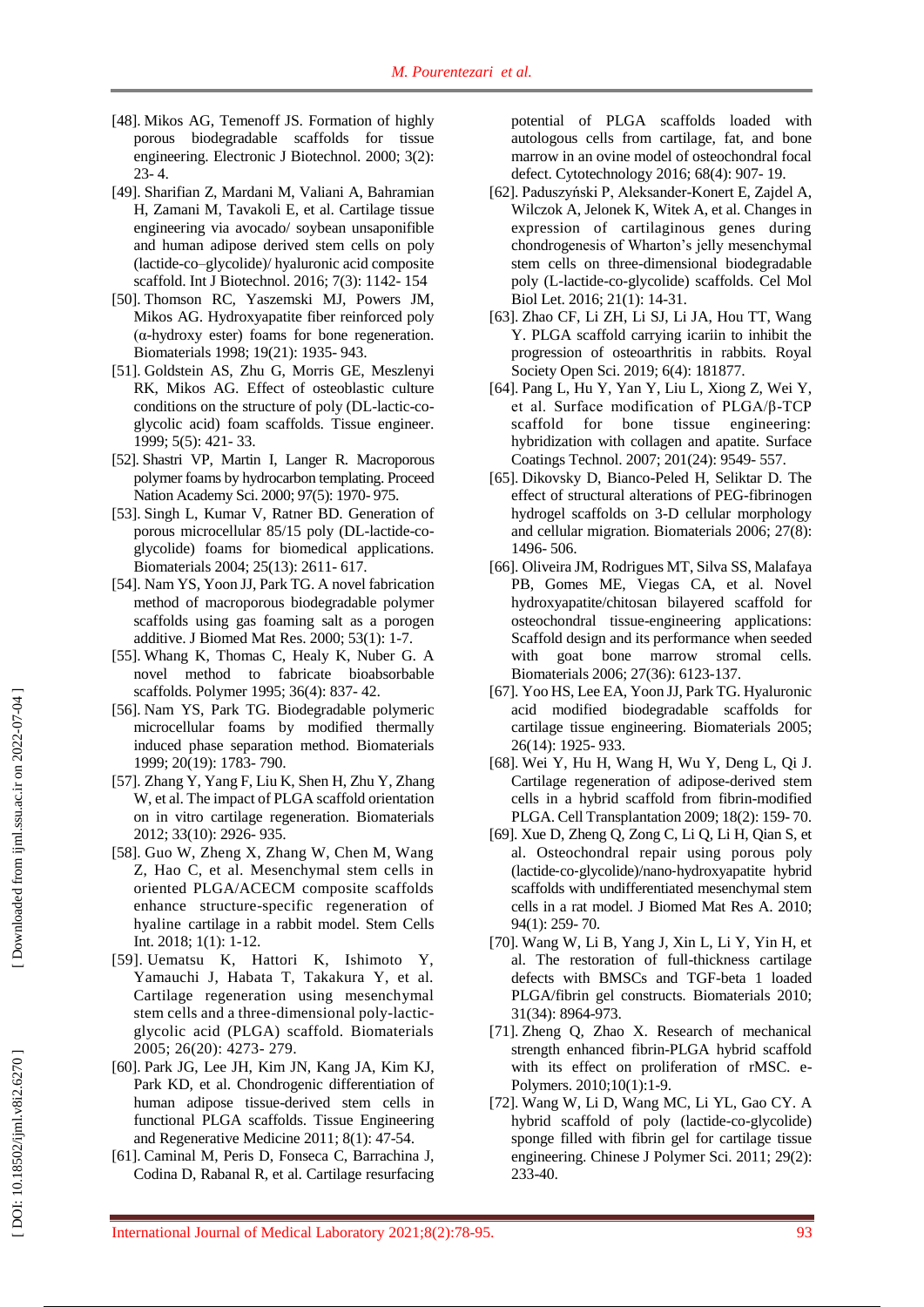[48]. Mikos AG, Temenoff JS. Formation of highly porous biodegradable scaffolds for tissue engineering. Electronic J Biotechnol. 2000; 3(2): 23- 4.

[49]. Sharifian Z, Mardani M, Valiani A, Bahramian H, Zamani M, Tavakoli E, et al. Cartilage tissue engineering via avocado/ soybean unsaponifible and human adipose derived stem cells on poly (lactide-co–glycolide)/ hyaluronic acid composite scaffold. Int J Biotechnol. 2016; 7(3): 1142- 154

[50]. Thomson RC, Yaszemski MJ, Powers JM, Mikos AG. Hydroxyapatite fiber reinforced poly (α-hydroxy ester) foams for bone regeneration. Biomaterials 1998; 19(21): 1935- 943.

[51]. Goldstein AS, Zhu G, Morris GE, Meszlenyi RK, Mikos AG. Effect of osteoblastic culture conditions on the structure of poly (DL-lactic-co-glycolic acid) foam scaffolds. Tissue engineer. 1999; 5(5): 421- 33.

[52]. Shastri VP, Martin I, Langer R. Macroporous polymer foams by hydrocarbon templating. Proceed Nation Academy Sci. 2000; 97(5): 1970- 975.

[53]. Singh L, Kumar V, Ratner BD. Generation of porous microcellular 85/15 poly (DL-lactide-co-glycolide) foams for biomedical applications. Biomaterials 2004; 25(13): 2611- 617.

[54]. Nam YS, Yoon JJ, Park TG. A novel fabrication method of macroporous biodegradable polymer scaffolds using gas foaming salt as a porogen additive. J Biomed Mat Res. 2000; 53(1): 1-7.

[55]. Whang K, Thomas C, Healy K, Nuber G. A novel method to fabricate bioabsorbable scaffolds. Polymer 1995; 36(4): 837- 42.

[56]. Nam YS, Park TG. Biodegradable polymeric microcellular foams by modified thermally induced phase separation method. Biomaterials 1999; 20(19): 1783- 790.

[57]. Zhang Y, Yang F, Liu K, Shen H, Zhu Y, Zhang W, et al. The impact of PLGA scaffold orientation on in vitro cartilage regeneration. Biomaterials 2012; 33(10): 2926- 935.

[58]. Guo W, Zheng X, Zhang W, Chen M, Wang Z, Hao C, et al. Mesenchymal stem cells in oriented PLGA/ACECM composite scaffolds enhance structure-specific regeneration of hyaline cartilage in a rabbit model. Stem Cells Int. 2018; 1(1): 1-12.

[59]. Uematsu K, Hattori K, Ishimoto Y, Yamauchi J, Habata T, Takakura Y, et al. Cartilage regeneration using mesenchymal stem cells and a three-dimensional poly-lactic-glycolic acid (PLGA) scaffold. Biomaterials 2005; 26(20): 4273- 279.

[60]. Park JG, Lee JH, Kim JN, Kang JA, Kim KJ, Park KD, et al. Chondrogenic differentiation of human adipose tissue-derived stem cells in functional PLGA scaffolds. Tissue Engineering and Regenerative Medicine 2011; 8(1): 47-54.

[61]. Caminal M, Peris D, Fonseca C, Barrachina J, Codina D, Rabanal R, et al. Cartilage resurfacing potential of PLGA scaffolds loaded with autologous cells from cartilage, fat, and bone marrow in an ovine model of osteochondral focal defect. Cytotechnology 2016; 68(4): 907- 19.

[62]. Paduszyński P, Aleksander-Konert E, Zajdel A, Wilczok A, Jelonek K, Witek A, et al. Changes in expression of cartilaginous genes during chondrogenesis of Wharton's jelly mesenchymal stem cells on three-dimensional biodegradable poly (L-lactide-co-glycolide) scaffolds. Cel Mol Biol Let. 2016; 21(1): 14-31.

[63]. Zhao CF, Li ZH, Li SJ, Li JA, Hou TT, Wang Y. PLGA scaffold carrying icariin to inhibit the progression of osteoarthritis in rabbits. Royal Society Open Sci. 2019; 6(4): 181877.

[64]. Pang L, Hu Y, Yan Y, Liu L, Xiong Z, Wei Y, et al. Surface modification of PLGA/β-TCP scaffold for bone tissue engineering: hybridization with collagen and apatite. Surface Coatings Technol. 2007; 201(24): 9549- 557.

[65]. Dikovsky D, Bianco-Peled H, Seliktar D. The effect of structural alterations of PEG-fibrinogen hydrogel scaffolds on 3-D cellular morphology and cellular migration. Biomaterials 2006; 27(8): 1496- 506.

[66]. Oliveira JM, Rodrigues MT, Silva SS, Malafaya PB, Gomes ME, Viegas CA, et al. Novel hydroxyapatite/chitosan bilayered scaffold for osteochondral tissue-engineering applications: Scaffold design and its performance when seeded with goat bone marrow stromal cells. Biomaterials 2006; 27(36): 6123-137.

[67]. Yoo HS, Lee EA, Yoon JJ, Park TG. Hyaluronic acid modified biodegradable scaffolds for cartilage tissue engineering. Biomaterials 2005; 26(14): 1925- 933.

[68]. Wei Y, Hu H, Wang H, Wu Y, Deng L, Qi J. Cartilage regeneration of adipose-derived stem cells in a hybrid scaffold from fibrin-modified PLGA. Cell Transplantation 2009; 18(2): 159- 70.

[69]. Xue D, Zheng Q, Zong C, Li Q, Li H, Qian S, et al. Osteochondral repair using porous poly (lactide-co-glycolide)/nano-hydroxyapatite hybrid scaffolds with undifferentiated mesenchymal stem cells in a rat model. J Biomed Mat Res A. 2010; 94(1): 259- 70.

[70]. Wang W, Li B, Yang J, Xin L, Li Y, Yin H, et al. The restoration of full-thickness cartilage defects with BMSCs and TGF-beta 1 loaded PLGA/fibrin gel constructs. Biomaterials 2010; 31(34): 8964-973.

[71]. Zheng Q, Zhao X. Research of mechanical strength enhanced fibrin-PLGA hybrid scaffold with its effect on proliferation of rMSC. e-Polymers. 2010;10(1):1-9.

[72]. Wang W, Li D, Wang MC, Li YL, Gao CY. A hybrid scaffold of poly (lactide-co-glycolide) sponge filled with fibrin gel for cartilage tissue engineering. Chinese J Polymer Sci. 2011; 29(2): 233-40.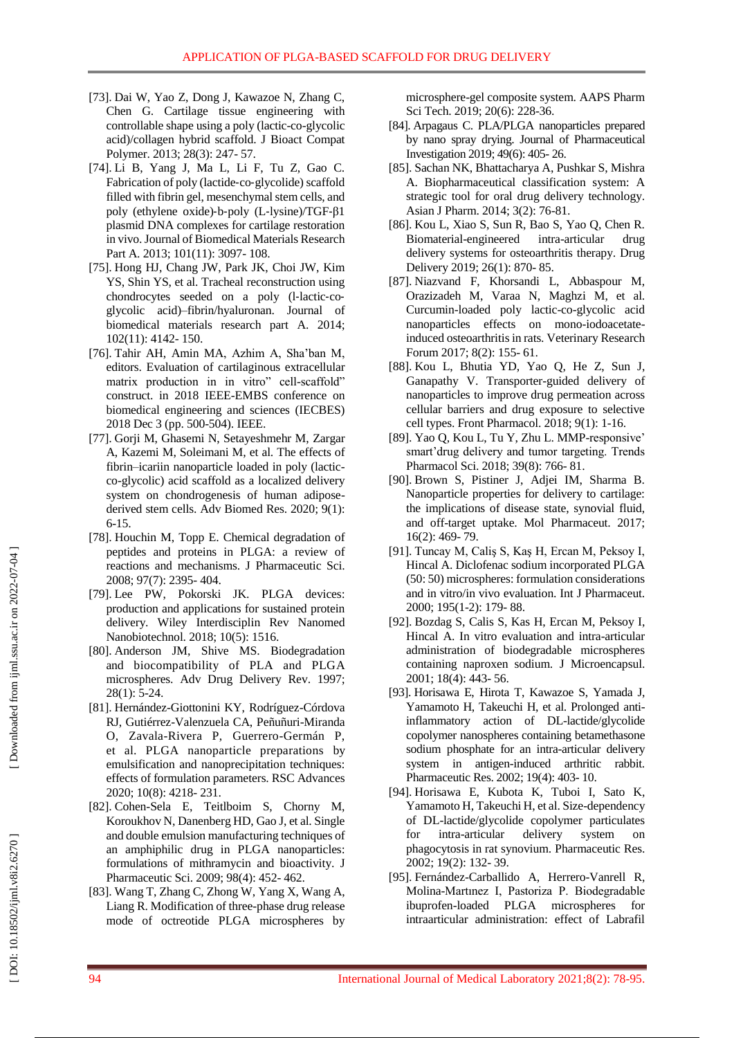[73]. Dai W, Yao Z, Dong J, Kawazoe N, Zhang C, Chen G. Cartilage tissue engineering with controllable shape using a poly (lactic-co-glycolic acid)/collagen hybrid scaffold. J Bioact Compat Polymer. 2013; 28(3): 247- 57.

[74]. Li B, Yang J, Ma L, Li F, Tu Z, Gao C. Fabrication of poly (lactide‐co‐glycolide) scaffold filled with fibrin gel, mesenchymal stem cells, and poly (ethylene oxide)‐b‐poly (L‐lysine)/TGF‐β1 plasmid DNA complexes for cartilage restoration in vivo. Journal of Biomedical Materials Research Part A. 2013; 101(11): 3097- 108.

[75]. Hong HJ, Chang JW, Park JK, Choi JW, Kim YS, Shin YS, et al. Tracheal reconstruction using chondrocytes seeded on a poly (l‐lactic‐co‐glycolic acid)–fibrin/hyaluronan. Journal of biomedical materials research part A. 2014; 102(11): 4142- 150.

[76]. Tahir AH, Amin MA, Azhim A, Sha'ban M, editors. Evaluation of cartilaginous extracellular matrix production in in vitro" cell-scaffold" construct. in 2018 IEEE-EMBS conference on biomedical engineering and sciences (IECBES) 2018 Dec 3 (pp. 500-504). IEEE.

[77]. Gorji M, Ghasemi N, Setayeshmehr M, Zargar A, Kazemi M, Soleimani M, et al. The effects of fibrin–icariin nanoparticle loaded in poly (lactic-co-glycolic) acid scaffold as a localized delivery system on chondrogenesis of human adipose-derived stem cells. Adv Biomed Res. 2020; 9(1): 6-15.

[78]. Houchin M, Topp E. Chemical degradation of peptides and proteins in PLGA: a review of reactions and mechanisms. J Pharmaceutic Sci. 2008; 97(7): 2395- 404.

[79]. Lee PW, Pokorski JK. PLGA devices: production and applications for sustained protein delivery. Wiley Interdisciplin Rev Nanomed Nanobiotechnol. 2018; 10(5): 1516.

[80]. Anderson JM, Shive MS. Biodegradation and biocompatibility of PLA and PLGA microspheres. Adv Drug Delivery Rev. 1997; 28(1): 5-24.

[81]. Hernández-Giottonini KY, Rodríguez-Córdova RJ, Gutiérrez-Valenzuela CA, Peñuñuri-Miranda O, Zavala-Rivera P, Guerrero-Germán P, et al. PLGA nanoparticle preparations by emulsification and nanoprecipitation techniques: effects of formulation parameters. RSC Advances 2020; 10(8): 4218- 231.

[82]. Cohen-Sela E, Teitlboim S, Chorny M, Koroukhov N, Danenberg HD, Gao J, et al. Single and double emulsion manufacturing techniques of an amphiphilic drug in PLGA nanoparticles: formulations of mithramycin and bioactivity. J Pharmaceutic Sci. 2009; 98(4): 452- 462.

[83]. Wang T, Zhang C, Zhong W, Yang X, Wang A, Liang R. Modification of three-phase drug release mode of octreotide PLGA microspheres by microsphere-gel composite system. AAPS Pharm Sci Tech. 2019; 20(6): 228-36.

[84]. Arpagaus C. PLA/PLGA nanoparticles prepared by nano spray drying. Journal of Pharmaceutical Investigation 2019; 49(6): 405- 26.

[85]. Sachan NK, Bhattacharya A, Pushkar S, Mishra A. Biopharmaceutical classification system: A strategic tool for oral drug delivery technology. Asian J Pharm. 2014; 3(2): 76-81.

[86]. Kou L, Xiao S, Sun R, Bao S, Yao Q, Chen R. Biomaterial-engineered intra-articular drug delivery systems for osteoarthritis therapy. Drug Delivery 2019; 26(1): 870- 85.

[87]. Niazvand F, Khorsandi L, Abbaspour M, Orazizadeh M, Varaa N, Maghzi M, et al. Curcumin-loaded poly lactic-co-glycolic acid nanoparticles effects on mono-iodoacetate-induced osteoarthritis in rats. Veterinary Research Forum 2017; 8(2): 155- 61.

[88]. Kou L, Bhutia YD, Yao Q, He Z, Sun J, Ganapathy V. Transporter-guided delivery of nanoparticles to improve drug permeation across cellular barriers and drug exposure to selective cell types. Front Pharmacol. 2018; 9(1): 1-16.

[89]. Yao Q, Kou L, Tu Y, Zhu L. MMP-responsive' smart'drug delivery and tumor targeting. Trends Pharmacol Sci. 2018; 39(8): 766- 81.

[90]. Brown S, Pistiner J, Adjei IM, Sharma B. Nanoparticle properties for delivery to cartilage: the implications of disease state, synovial fluid, and off-target uptake. Mol Pharmaceut. 2017; 16(2): 469- 79.

[91]. Tuncay M, Caliş S, Kaş H, Ercan M, Peksoy I, Hincal A. Diclofenac sodium incorporated PLGA (50: 50) microspheres: formulation considerations and in vitro/in vivo evaluation. Int J Pharmaceut. 2000; 195(1-2): 179- 88.

[92]. Bozdag S, Calis S, Kas H, Ercan M, Peksoy I, Hincal A. In vitro evaluation and intra-articular administration of biodegradable microspheres containing naproxen sodium. J Microencapsul. 2001; 18(4): 443- 56.

[93]. Horisawa E, Hirota T, Kawazoe S, Yamada J, Yamamoto H, Takeuchi H, et al. Prolonged anti-inflammatory action of DL-lactide/glycolide copolymer nanospheres containing betamethasone sodium phosphate for an intra-articular delivery system in antigen-induced arthritic rabbit. Pharmaceutic Res. 2002; 19(4): 403- 10.

[94]. Horisawa E, Kubota K, Tuboi I, Sato K, Yamamoto H, Takeuchi H, et al. Size-dependency of DL-lactide/glycolide copolymer particulates for intra-articular delivery system on phagocytosis in rat synovium. Pharmaceutic Res. 2002; 19(2): 132- 39.

[95]. Fernández-Carballido A, Herrero-Vanrell R, Molina-Martınez I, Pastoriza P. Biodegradable ibuprofen-loaded PLGA microspheres for intraarticular administration: effect of Labrafil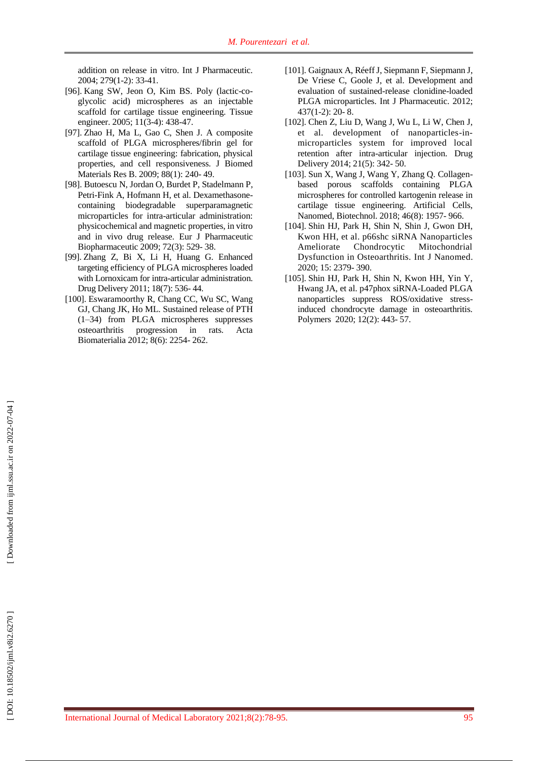addition on release in vitro. Int J Pharmaceutic. 2004; 279(1-2): 33-41.

[96]. Kang SW, Jeon O, Kim BS. Poly (lactic-co-glycolic acid) microspheres as an injectable scaffold for cartilage tissue engineering. Tissue engineer. 2005; 11(3-4): 438-47.

[97]. Zhao H, Ma L, Gao C, Shen J. A composite scaffold of PLGA microspheres/fibrin gel for cartilage tissue engineering: fabrication, physical properties, and cell responsiveness. J Biomed Materials Res B. 2009; 88(1): 240- 49.

[98]. Butoescu N, Jordan O, Burdet P, Stadelmann P, Petri-Fink A, Hofmann H, et al. Dexamethasone-containing biodegradable superparamagnetic microparticles for intra-articular administration: physicochemical and magnetic properties, in vitro and in vivo drug release. Eur J Pharmaceutic Biopharmaceutic 2009; 72(3): 529- 38.

[99]. Zhang Z, Bi X, Li H, Huang G. Enhanced targeting efficiency of PLGA microspheres loaded with Lornoxicam for intra-articular administration. Drug Delivery 2011; 18(7): 536- 44.

[100]. Eswaramoorthy R, Chang CC, Wu SC, Wang GJ, Chang JK, Ho ML. Sustained release of PTH (1–34) from PLGA microspheres suppresses osteoarthritis progression in rats. Acta Biomaterialia 2012; 8(6): 2254- 262.

[101]. Gaignaux A, Réeff J, Siepmann F, Siepmann J, De Vriese C, Goole J, et al. Development and evaluation of sustained-release clonidine-loaded PLGA microparticles. Int J Pharmaceutic. 2012; 437(1-2): 20- 8.

[102]. Chen Z, Liu D, Wang J, Wu L, Li W, Chen J, et al. development of nanoparticles-in-microparticles system for improved local retention after intra-articular injection. Drug Delivery 2014; 21(5): 342- 50.

[103]. Sun X, Wang J, Wang Y, Zhang Q. Collagen-based porous scaffolds containing PLGA microspheres for controlled kartogenin release in cartilage tissue engineering. Artificial Cells, Nanomed, Biotechnol. 2018; 46(8): 1957- 966.

[104]. Shin HJ, Park H, Shin N, Shin J, Gwon DH, Kwon HH, et al. p66shc siRNA Nanoparticles Ameliorate Chondrocytic Mitochondrial Dysfunction in Osteoarthritis. Int J Nanomed. 2020; 15: 2379- 390.

[105]. Shin HJ, Park H, Shin N, Kwon HH, Yin Y, Hwang JA, et al. p47phox siRNA-Loaded PLGA nanoparticles suppress ROS/oxidative stress-induced chondrocyte damage in osteoarthritis. Polymers 2020; 12(2): 443- 57.